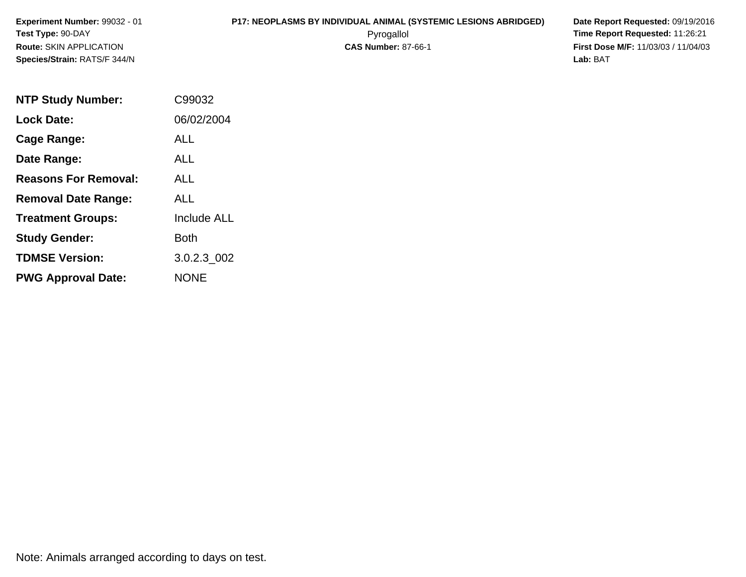**Experiment Number:** 99032 - 01
**Test Type:** 90-DAY
**Route:** SKIN APPLICATION
**Species/Strain:** RATS/F 344/N

**P17: NEOPLASMS BY INDIVIDUAL ANIMAL (SYSTEMIC LESIONS ABRIDGED)**
Pyrogallol
**CAS Number:** 87-66-1

**Date Report Requested:** 09/19/2016
**Time Report Requested:** 11:26:21
**First Dose M/F:** 11/03/03 / 11/04/03
**Lab:** BAT

| | |
|---|---|
| **NTP Study Number:** | C99032 |
| **Lock Date:** | 06/02/2004 |
| **Cage Range:** | ALL |
| **Date Range:** | ALL |
| **Reasons For Removal:** | ALL |
| **Removal Date Range:** | ALL |
| **Treatment Groups:** | Include ALL |
| **Study Gender:** | Both |
| **TDMSE Version:** | 3.0.2.3_002 |
| **PWG Approval Date:** | NONE |

Note: Animals arranged according to days on test.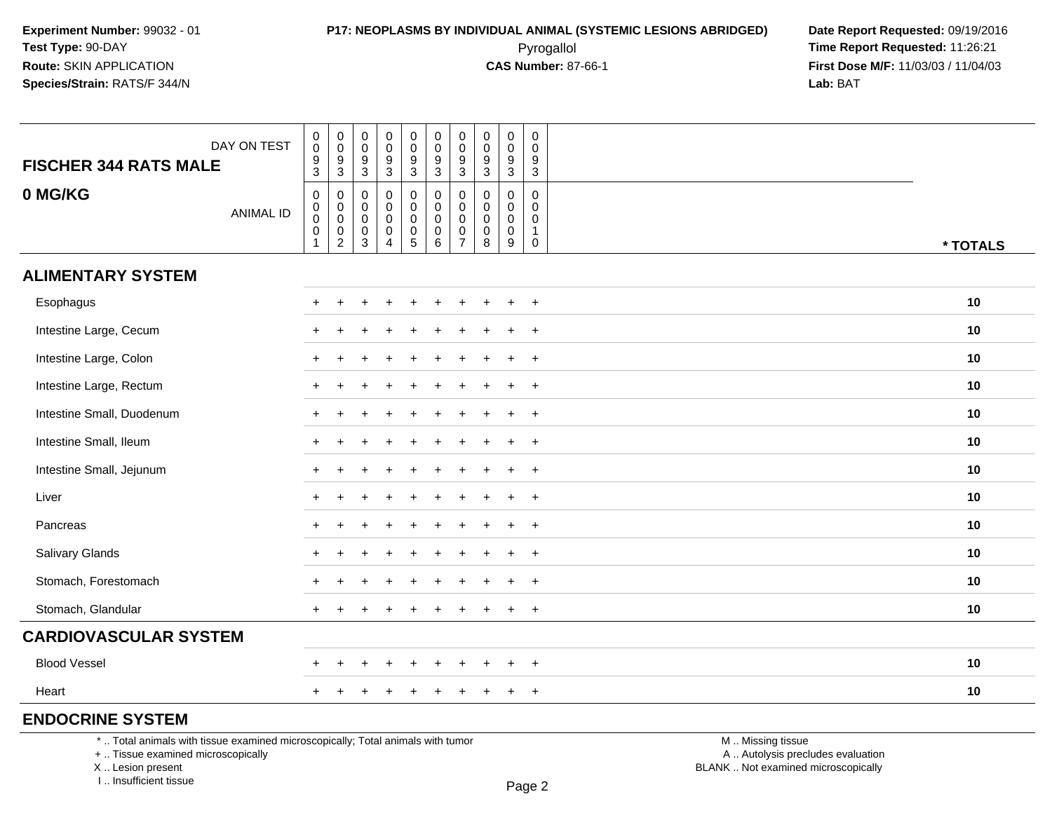Experiment Number: 99032 - 01
Test Type: 90-DAY
Route: SKIN APPLICATION
Species/Strain: RATS/F 344/N

**P17: NEOPLASMS BY INDIVIDUAL ANIMAL (SYSTEMIC LESIONS ABRIDGED)**
Pyrogallol
**CAS Number:** 87-66-1

**Date Report Requested:** 09/19/2016
**Time Report Requested:** 11:26:21
**First Dose M/F:** 11/03/03 / 11/04/03
**Lab:** BAT

| FISCHER 344 RATS MALE 0 MG/KG | | | | | | | | | | | |
|---|---|---|---|---|---|---|---|---|---|---|---|
| DAY ON TEST | 0093 | 0093 | 0093 | 0093 | 0093 | 0093 | 0093 | 0093 | 0093 | 0093 | |
| ANIMAL ID | 00001 | 00002 | 00003 | 00004 | 00005 | 00006 | 00007 | 00008 | 00009 | 00010 | * TOTALS |
| **ALIMENTARY SYSTEM** | | | | | | | | | | | |
| Esophagus | + | + | + | + | + | + | + | + | + | + | 10 |
| Intestine Large, Cecum | + | + | + | + | + | + | + | + | + | + | 10 |
| Intestine Large, Colon | + | + | + | + | + | + | + | + | + | + | 10 |
| Intestine Large, Rectum | + | + | + | + | + | + | + | + | + | + | 10 |
| Intestine Small, Duodenum | + | + | + | + | + | + | + | + | + | + | 10 |
| Intestine Small, Ileum | + | + | + | + | + | + | + | + | + | + | 10 |
| Intestine Small, Jejunum | + | + | + | + | + | + | + | + | + | + | 10 |
| Liver | + | + | + | + | + | + | + | + | + | + | 10 |
| Pancreas | + | + | + | + | + | + | + | + | + | + | 10 |
| Salivary Glands | + | + | + | + | + | + | + | + | + | + | 10 |
| Stomach, Forestomach | + | + | + | + | + | + | + | + | + | + | 10 |
| Stomach, Glandular | + | + | + | + | + | + | + | + | + | + | 10 |
| **CARDIOVASCULAR SYSTEM** | | | | | | | | | | | |
| Blood Vessel | + | + | + | + | + | + | + | + | + | + | 10 |
| Heart | + | + | + | + | + | + | + | + | + | + | 10 |
| **ENDOCRINE SYSTEM** | | | | | | | | | | | |

* .. Total animals with tissue examined microscopically; Total animals with tumor
+ .. Tissue examined microscopically
X .. Lesion present
I .. Insufficient tissue

M .. Missing tissue
A .. Autolysis precludes evaluation
BLANK .. Not examined microscopically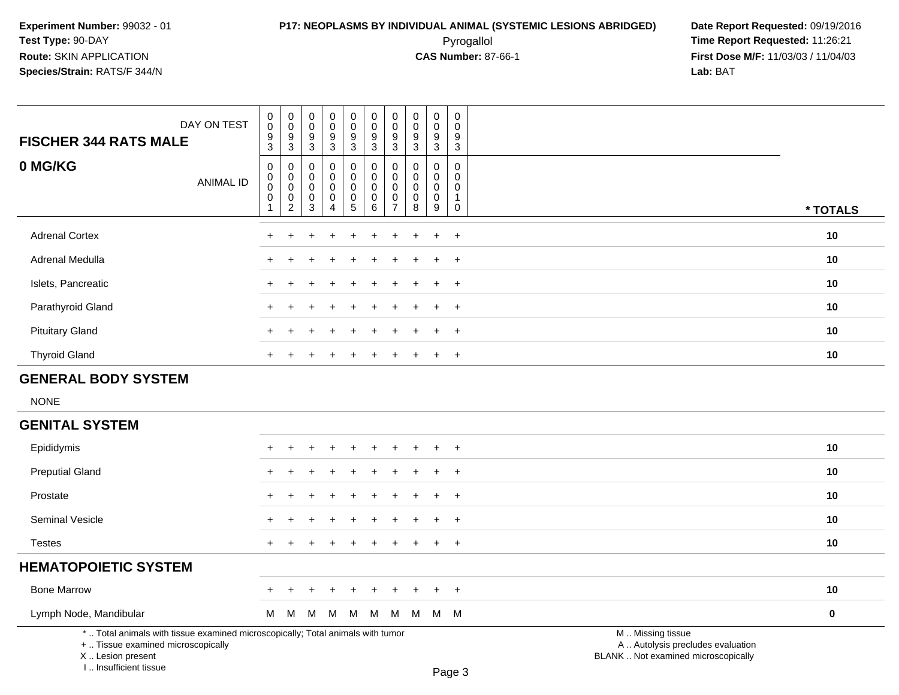**Experiment Number:** 99032 - 01
**Test Type:** 90-DAY
**Route:** SKIN APPLICATION
**Species/Strain:** RATS/F 344/N

**P17: NEOPLASMS BY INDIVIDUAL ANIMAL (SYSTEMIC LESIONS ABRIDGED)**
Pyrogallol
**CAS Number:** 87-66-1

**Date Report Requested:** 09/19/2016
**Time Report Requested:** 11:26:21
**First Dose M/F:** 11/03/03 / 11/04/03
**Lab:** BAT

| FISCHER 344 RATS MALE 0 MG/KG | | | | | | | | | | | |
|---|---|---|---|---|---|---|---|---|---|---|---|
| DAY ON TEST | 0093 | 0093 | 0093 | 0093 | 0093 | 0093 | 0093 | 0093 | 0093 | 0093 | |
| ANIMAL ID | 00001 | 00002 | 00003 | 00004 | 00005 | 00006 | 00007 | 00008 | 00009 | 00010 | * TOTALS |
| Adrenal Cortex | + | + | + | + | + | + | + | + | + | + | 10 |
| Adrenal Medulla | + | + | + | + | + | + | + | + | + | + | 10 |
| Islets, Pancreatic | + | + | + | + | + | + | + | + | + | + | 10 |
| Parathyroid Gland | + | + | + | + | + | + | + | + | + | + | 10 |
| Pituitary Gland | + | + | + | + | + | + | + | + | + | + | 10 |
| Thyroid Gland | + | + | + | + | + | + | + | + | + | + | 10 |
| **GENERAL BODY SYSTEM** | | | | | | | | | | | |
| NONE | | | | | | | | | | | |
| **GENITAL SYSTEM** | | | | | | | | | | | |
| Epididymis | + | + | + | + | + | + | + | + | + | + | 10 |
| Preputial Gland | + | + | + | + | + | + | + | + | + | + | 10 |
| Prostate | + | + | + | + | + | + | + | + | + | + | 10 |
| Seminal Vesicle | + | + | + | + | + | + | + | + | + | + | 10 |
| Testes | + | + | + | + | + | + | + | + | + | + | 10 |
| **HEMATOPOIETIC SYSTEM** | | | | | | | | | | | |
| Bone Marrow | + | + | + | + | + | + | + | + | + | + | 10 |
| Lymph Node, Mandibular | M | M | M | M | M | M | M | M | M | M | 0 |

* .. Total animals with tissue examined microscopically; Total animals with tumor
+ .. Tissue examined microscopically
X .. Lesion present
I .. Insufficient tissue

M .. Missing tissue
A .. Autolysis precludes evaluation
BLANK .. Not examined microscopically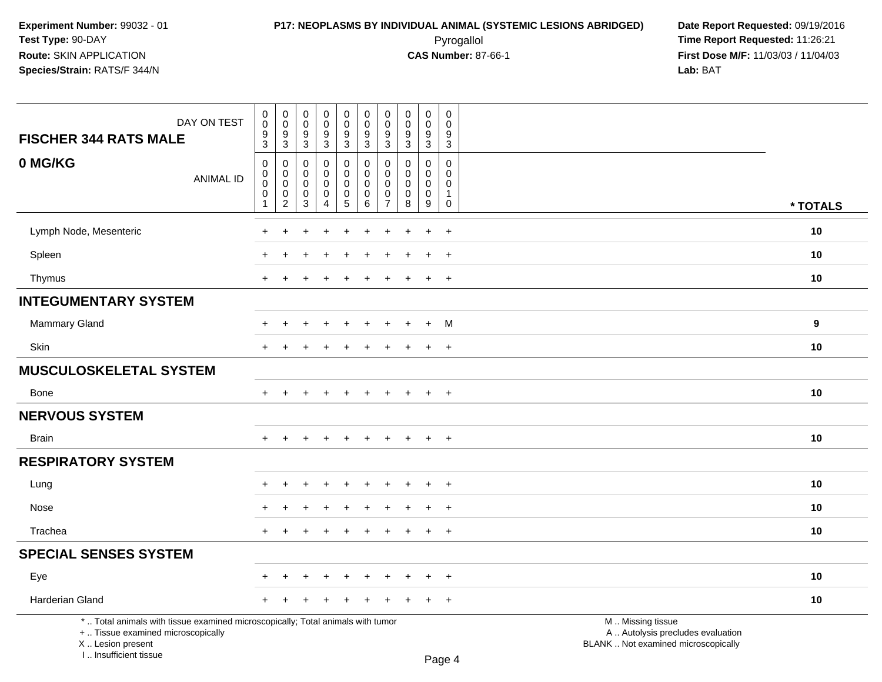**Experiment Number:** 99032 - 01
**Test Type:** 90-DAY
**Route:** SKIN APPLICATION
**Species/Strain:** RATS/F 344/N

**P17: NEOPLASMS BY INDIVIDUAL ANIMAL (SYSTEMIC LESIONS ABRIDGED)**
Pyrogallol
**CAS Number:** 87-66-1

**Date Report Requested:** 09/19/2016
**Time Report Requested:** 11:26:21
**First Dose M/F:** 11/03/03 / 11/04/03
**Lab:** BAT

| FISCHER 344 RATS MALE — DAY ON TEST | 0093 | 0093 | 0093 | 0093 | 0093 | 0093 | 0093 | 0093 | 0093 | 0093 | |
|---|---|---|---|---|---|---|---|---|---|---|---|
| **0 MG/KG** — ANIMAL ID | 00001 | 00002 | 00003 | 00004 | 00005 | 00006 | 00007 | 00008 | 00009 | 00010 | * TOTALS |
| Lymph Node, Mesenteric | + | + | + | + | + | + | + | + | + | + | 10 |
| Spleen | + | + | + | + | + | + | + | + | + | + | 10 |
| Thymus | + | + | + | + | + | + | + | + | + | + | 10 |
| **INTEGUMENTARY SYSTEM** | | | | | | | | | | | |
| Mammary Gland | + | + | + | + | + | + | + | + | + | M | 9 |
| Skin | + | + | + | + | + | + | + | + | + | + | 10 |
| **MUSCULOSKELETAL SYSTEM** | | | | | | | | | | | |
| Bone | + | + | + | + | + | + | + | + | + | + | 10 |
| **NERVOUS SYSTEM** | | | | | | | | | | | |
| Brain | + | + | + | + | + | + | + | + | + | + | 10 |
| **RESPIRATORY SYSTEM** | | | | | | | | | | | |
| Lung | + | + | + | + | + | + | + | + | + | + | 10 |
| Nose | + | + | + | + | + | + | + | + | + | + | 10 |
| Trachea | + | + | + | + | + | + | + | + | + | + | 10 |
| **SPECIAL SENSES SYSTEM** | | | | | | | | | | | |
| Eye | + | + | + | + | + | + | + | + | + | + | 10 |
| Harderian Gland | + | + | + | + | + | + | + | + | + | + | 10 |

* .. Total animals with tissue examined microscopically; Total animals with tumor
+ .. Tissue examined microscopically
X .. Lesion present
I .. Insufficient tissue

M .. Missing tissue
A .. Autolysis precludes evaluation
BLANK .. Not examined microscopically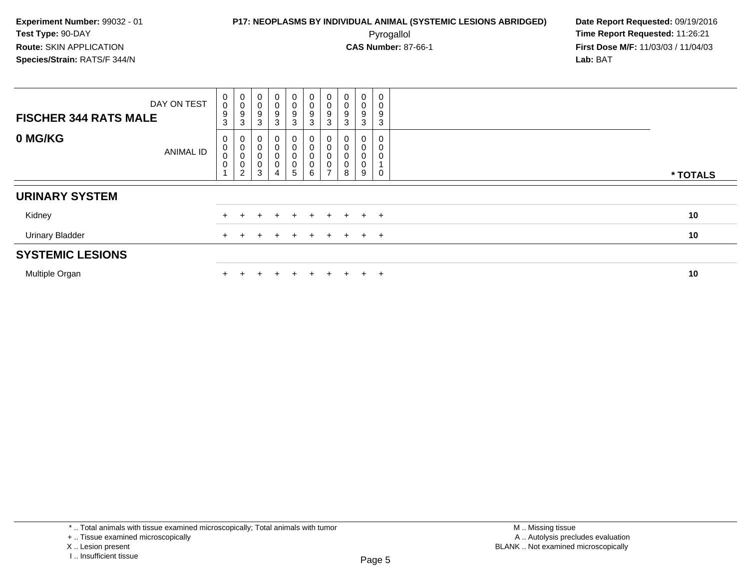**Experiment Number:** 99032 - 01
**Test Type:** 90-DAY
**Route:** SKIN APPLICATION
**Species/Strain:** RATS/F 344/N

**P17: NEOPLASMS BY INDIVIDUAL ANIMAL (SYSTEMIC LESIONS ABRIDGED)**
Pyrogallol
**CAS Number:** 87-66-1

**Date Report Requested:** 09/19/2016
**Time Report Requested:** 11:26:21
**First Dose M/F:** 11/03/03 / 11/04/03
**Lab:** BAT

| **FISCHER 344 RATS MALE** DAY ON TEST | 0093 | 0093 | 0093 | 0093 | 0093 | 0093 | 0093 | 0093 | 0093 | 0093 | |
|---|---|---|---|---|---|---|---|---|---|---|---|
| **0 MG/KG** ANIMAL ID | 00001 | 00002 | 00003 | 00004 | 00005 | 00006 | 00007 | 00008 | 00009 | 00010 | *** TOTALS** |
| **URINARY SYSTEM** | | | | | | | | | | | |
| Kidney | + | + | + | + | + | + | + | + | + | + | **10** |
| Urinary Bladder | + | + | + | + | + | + | + | + | + | + | **10** |
| **SYSTEMIC LESIONS** | | | | | | | | | | | |
| Multiple Organ | + | + | + | + | + | + | + | + | + | + | **10** |

* .. Total animals with tissue examined microscopically; Total animals with tumor
+ .. Tissue examined microscopically
X .. Lesion present
I .. Insufficient tissue

M .. Missing tissue
A .. Autolysis precludes evaluation
BLANK .. Not examined microscopically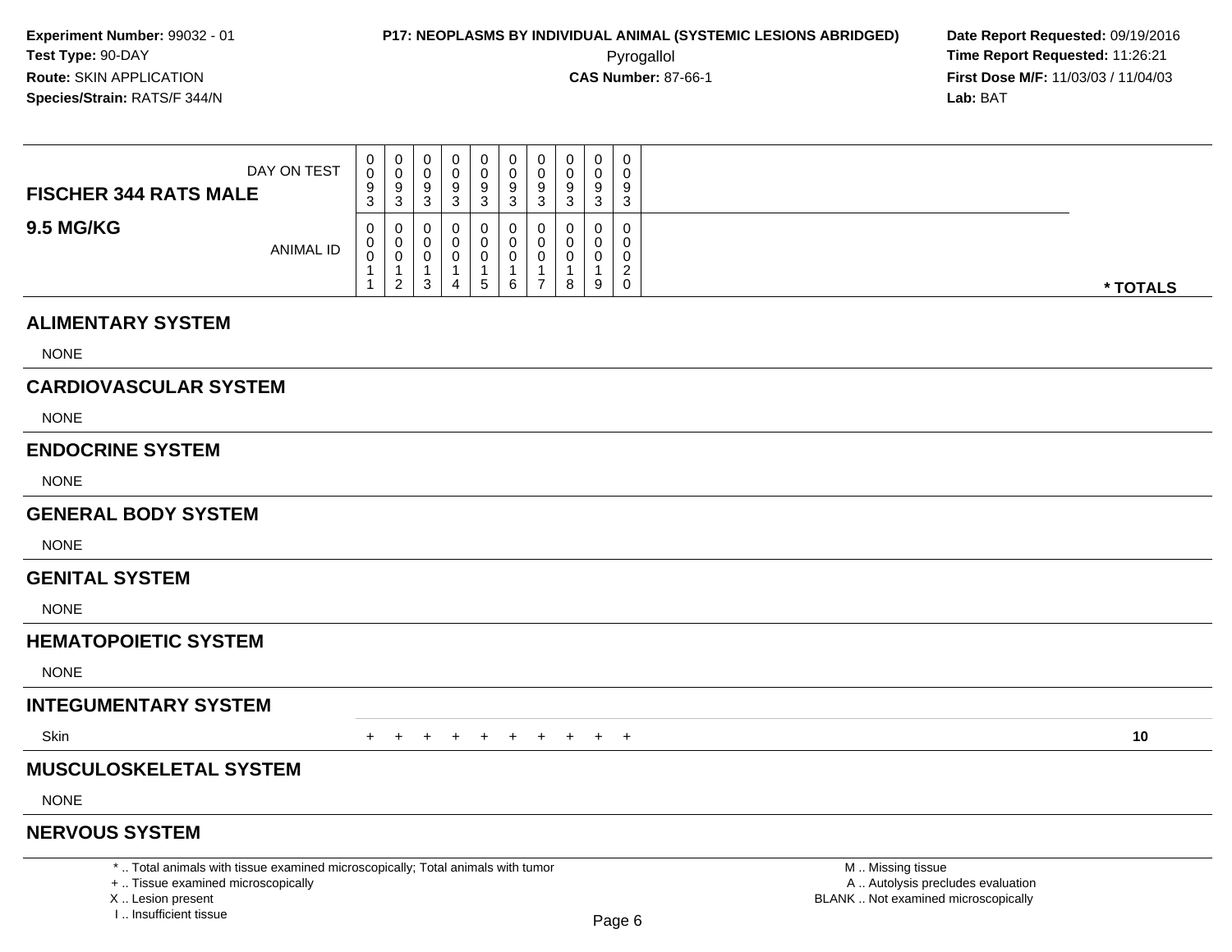**Experiment Number:** 99032 - 01
**Test Type:** 90-DAY
**Route:** SKIN APPLICATION
**Species/Strain:** RATS/F 344/N

**P17: NEOPLASMS BY INDIVIDUAL ANIMAL (SYSTEMIC LESIONS ABRIDGED)**
Pyrogallol
**CAS Number:** 87-66-1

**Date Report Requested:** 09/19/2016
**Time Report Requested:** 11:26:21
**First Dose M/F:** 11/03/03 / 11/04/03
**Lab:** BAT

| FISCHER 344 RATS MALE / 9.5 MG/KG | | | | | | | | | | | |
|---|---|---|---|---|---|---|---|---|---|---|---|
| DAY ON TEST | 0093 | 0093 | 0093 | 0093 | 0093 | 0093 | 0093 | 0093 | 0093 | 0093 | |
| ANIMAL ID | 00011 | 00012 | 00013 | 00014 | 00015 | 00016 | 00017 | 00018 | 00019 | 00020 | * TOTALS |
| **ALIMENTARY SYSTEM** | | | | | | | | | | | |
| NONE | | | | | | | | | | | |
| **CARDIOVASCULAR SYSTEM** | | | | | | | | | | | |
| NONE | | | | | | | | | | | |
| **ENDOCRINE SYSTEM** | | | | | | | | | | | |
| NONE | | | | | | | | | | | |
| **GENERAL BODY SYSTEM** | | | | | | | | | | | |
| NONE | | | | | | | | | | | |
| **GENITAL SYSTEM** | | | | | | | | | | | |
| NONE | | | | | | | | | | | |
| **HEMATOPOIETIC SYSTEM** | | | | | | | | | | | |
| NONE | | | | | | | | | | | |
| **INTEGUMENTARY SYSTEM** | | | | | | | | | | | |
| Skin | + | + | + | + | + | + | + | + | + | + | 10 |
| **MUSCULOSKELETAL SYSTEM** | | | | | | | | | | | |
| NONE | | | | | | | | | | | |
| **NERVOUS SYSTEM** | | | | | | | | | | | |

* .. Total animals with tissue examined microscopically; Total animals with tumor
+ .. Tissue examined microscopically
X .. Lesion present
I .. Insufficient tissue

M .. Missing tissue
A .. Autolysis precludes evaluation
BLANK .. Not examined microscopically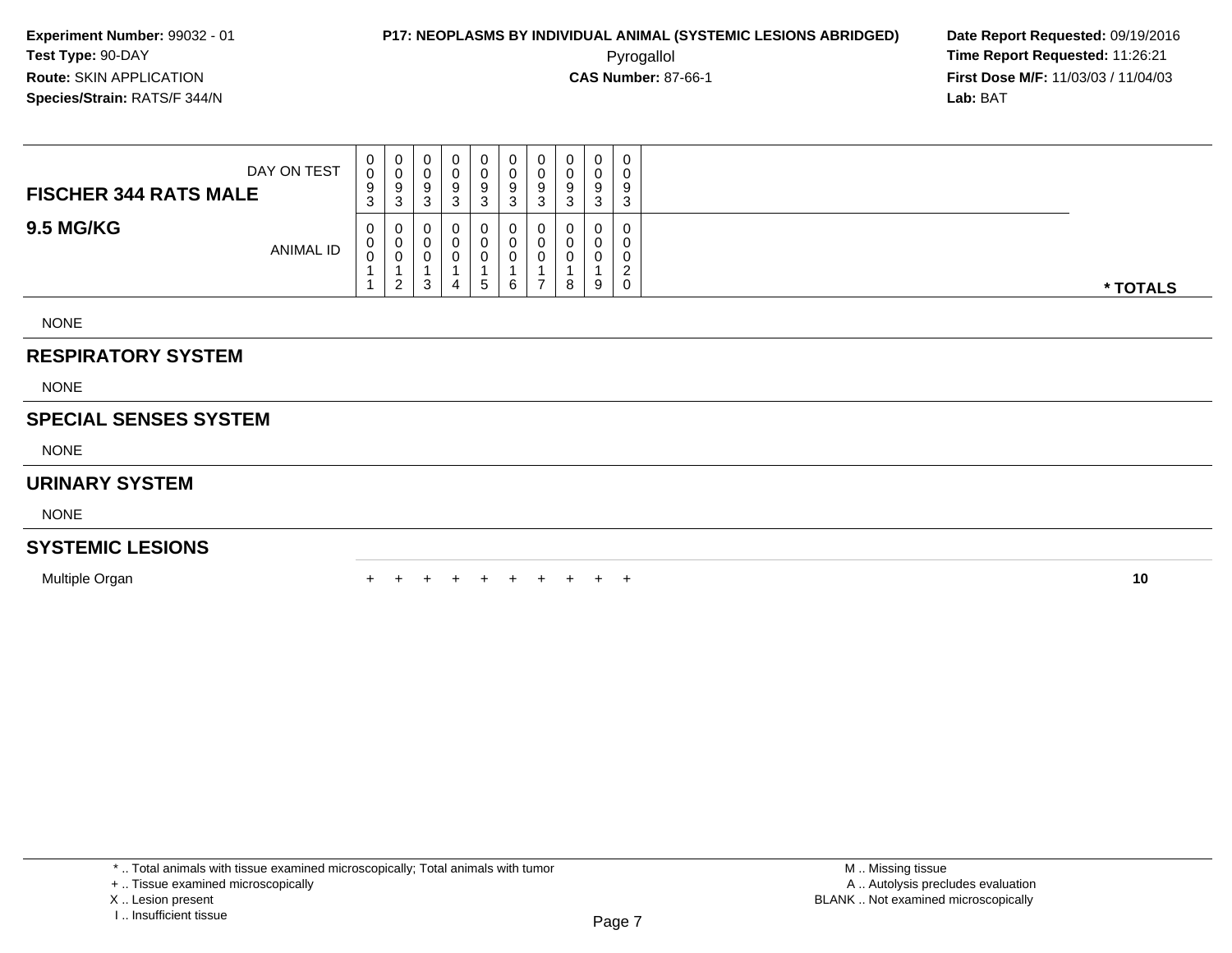**Experiment Number:** 99032 - 01
**Test Type:** 90-DAY
**Route:** SKIN APPLICATION
**Species/Strain:** RATS/F 344/N

**P17: NEOPLASMS BY INDIVIDUAL ANIMAL (SYSTEMIC LESIONS ABRIDGED)**
Pyrogallol
**CAS Number:** 87-66-1

**Date Report Requested:** 09/19/2016
**Time Report Requested:** 11:26:21
**First Dose M/F:** 11/03/03 / 11/04/03
**Lab:** BAT

| FISCHER 344 RATS MALE — DAY ON TEST | 0093 | 0093 | 0093 | 0093 | 0093 | 0093 | 0093 | 0093 | 0093 | 0093 | |
|---|---|---|---|---|---|---|---|---|---|---|---|
| **9.5 MG/KG** — ANIMAL ID | 00011 | 00012 | 00013 | 00014 | 00015 | 00016 | 00017 | 00018 | 00019 | 00020 | *** TOTALS** |
| NONE | | | | | | | | | | | |
| **RESPIRATORY SYSTEM** | | | | | | | | | | | |
| NONE | | | | | | | | | | | |
| **SPECIAL SENSES SYSTEM** | | | | | | | | | | | |
| NONE | | | | | | | | | | | |
| **URINARY SYSTEM** | | | | | | | | | | | |
| NONE | | | | | | | | | | | |
| **SYSTEMIC LESIONS** | | | | | | | | | | | |
| Multiple Organ | + | + | + | + | + | + | + | + | + | + | **10** |

\* .. Total animals with tissue examined microscopically; Total animals with tumor
\+ .. Tissue examined microscopically
X .. Lesion present
I .. Insufficient tissue

M .. Missing tissue
A .. Autolysis precludes evaluation
BLANK .. Not examined microscopically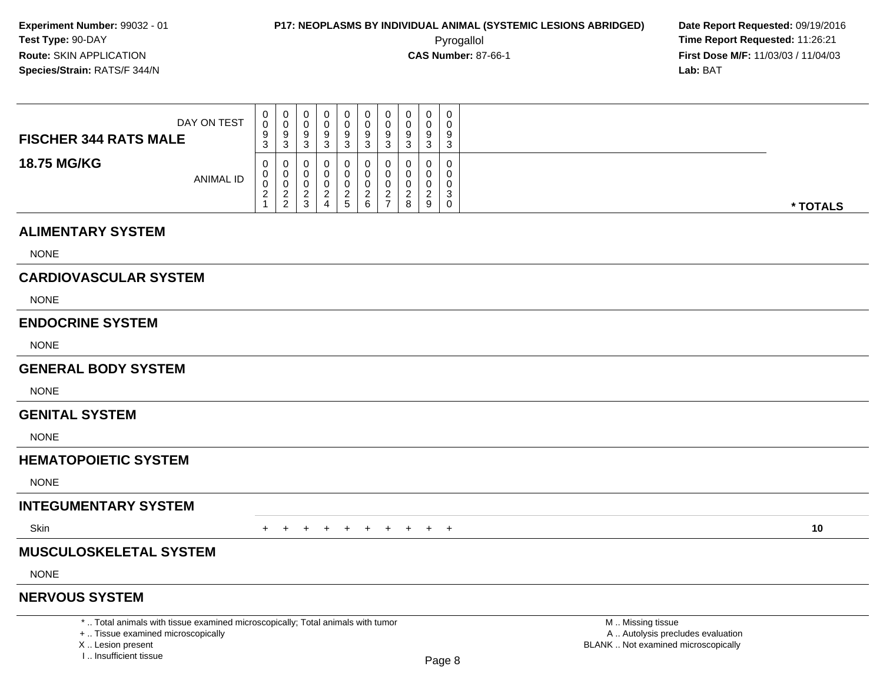**Experiment Number:** 99032 - 01
**Test Type:** 90-DAY
**Route:** SKIN APPLICATION
**Species/Strain:** RATS/F 344/N

**P17: NEOPLASMS BY INDIVIDUAL ANIMAL (SYSTEMIC LESIONS ABRIDGED)**
Pyrogallol
**CAS Number:** 87-66-1

**Date Report Requested:** 09/19/2016
**Time Report Requested:** 11:26:21
**First Dose M/F:** 11/03/03 / 11/04/03
**Lab:** BAT

| FISCHER 344 RATS MALE — DAY ON TEST | 0093 | 0093 | 0093 | 0093 | 0093 | 0093 | 0093 | 0093 | 0093 | 0093 | |
|---|---|---|---|---|---|---|---|---|---|---|---|
| **18.75 MG/KG** — ANIMAL ID | 00021 | 00022 | 00023 | 00024 | 00025 | 00026 | 00027 | 00028 | 00029 | 00030 | * TOTALS |
| **ALIMENTARY SYSTEM** | | | | | | | | | | | |
| NONE | | | | | | | | | | | |
| **CARDIOVASCULAR SYSTEM** | | | | | | | | | | | |
| NONE | | | | | | | | | | | |
| **ENDOCRINE SYSTEM** | | | | | | | | | | | |
| NONE | | | | | | | | | | | |
| **GENERAL BODY SYSTEM** | | | | | | | | | | | |
| NONE | | | | | | | | | | | |
| **GENITAL SYSTEM** | | | | | | | | | | | |
| NONE | | | | | | | | | | | |
| **HEMATOPOIETIC SYSTEM** | | | | | | | | | | | |
| NONE | | | | | | | | | | | |
| **INTEGUMENTARY SYSTEM** | | | | | | | | | | | |
| Skin | + | + | + | + | + | + | + | + | + | + | **10** |
| **MUSCULOSKELETAL SYSTEM** | | | | | | | | | | | |
| NONE | | | | | | | | | | | |
| **NERVOUS SYSTEM** | | | | | | | | | | | |

* .. Total animals with tissue examined microscopically; Total animals with tumor
+ .. Tissue examined microscopically
X .. Lesion present
I .. Insufficient tissue

M .. Missing tissue
A .. Autolysis precludes evaluation
BLANK .. Not examined microscopically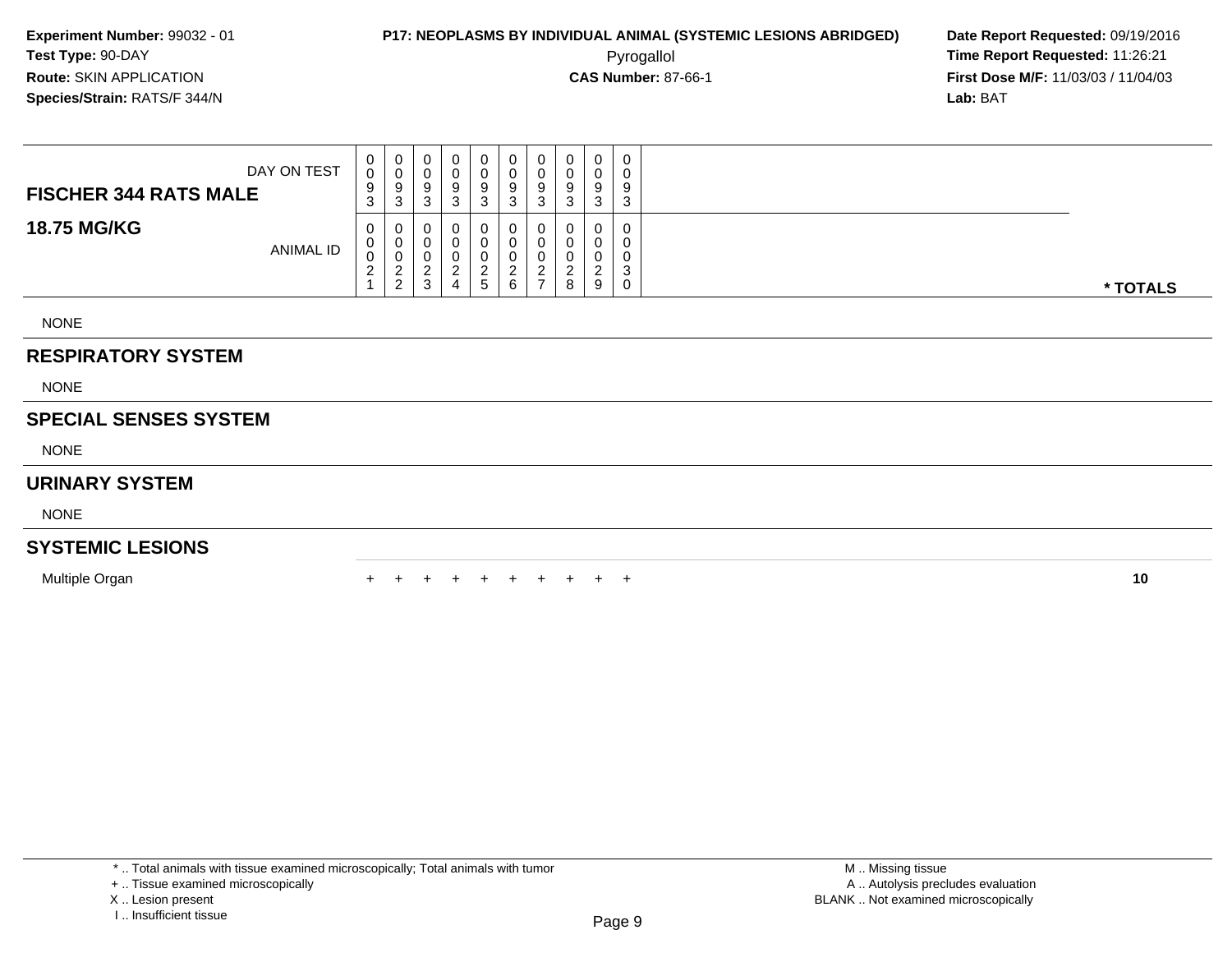**Experiment Number:** 99032 - 01
**Test Type:** 90-DAY
**Route:** SKIN APPLICATION
**Species/Strain:** RATS/F 344/N

**P17: NEOPLASMS BY INDIVIDUAL ANIMAL (SYSTEMIC LESIONS ABRIDGED)**
Pyrogallol
**CAS Number:** 87-66-1

**Date Report Requested:** 09/19/2016
**Time Report Requested:** 11:26:21
**First Dose M/F:** 11/03/03 / 11/04/03
**Lab:** BAT

| FISCHER 344 RATS MALE — DAY ON TEST | 0093 | 0093 | 0093 | 0093 | 0093 | 0093 | 0093 | 0093 | 0093 | 0093 | |
|---|---|---|---|---|---|---|---|---|---|---|---|
| **18.75 MG/KG** — ANIMAL ID | 00021 | 00022 | 00023 | 00024 | 00025 | 00026 | 00027 | 00028 | 00029 | 00030 | *** TOTALS** |
| NONE | | | | | | | | | | | |
| **RESPIRATORY SYSTEM** | | | | | | | | | | | |
| NONE | | | | | | | | | | | |
| **SPECIAL SENSES SYSTEM** | | | | | | | | | | | |
| NONE | | | | | | | | | | | |
| **URINARY SYSTEM** | | | | | | | | | | | |
| NONE | | | | | | | | | | | |
| **SYSTEMIC LESIONS** | | | | | | | | | | | |
| Multiple Organ | + | + | + | + | + | + | + | + | + | + | **10** |

* .. Total animals with tissue examined microscopically; Total animals with tumor
+ .. Tissue examined microscopically
X .. Lesion present
I .. Insufficient tissue

M .. Missing tissue
A .. Autolysis precludes evaluation
BLANK .. Not examined microscopically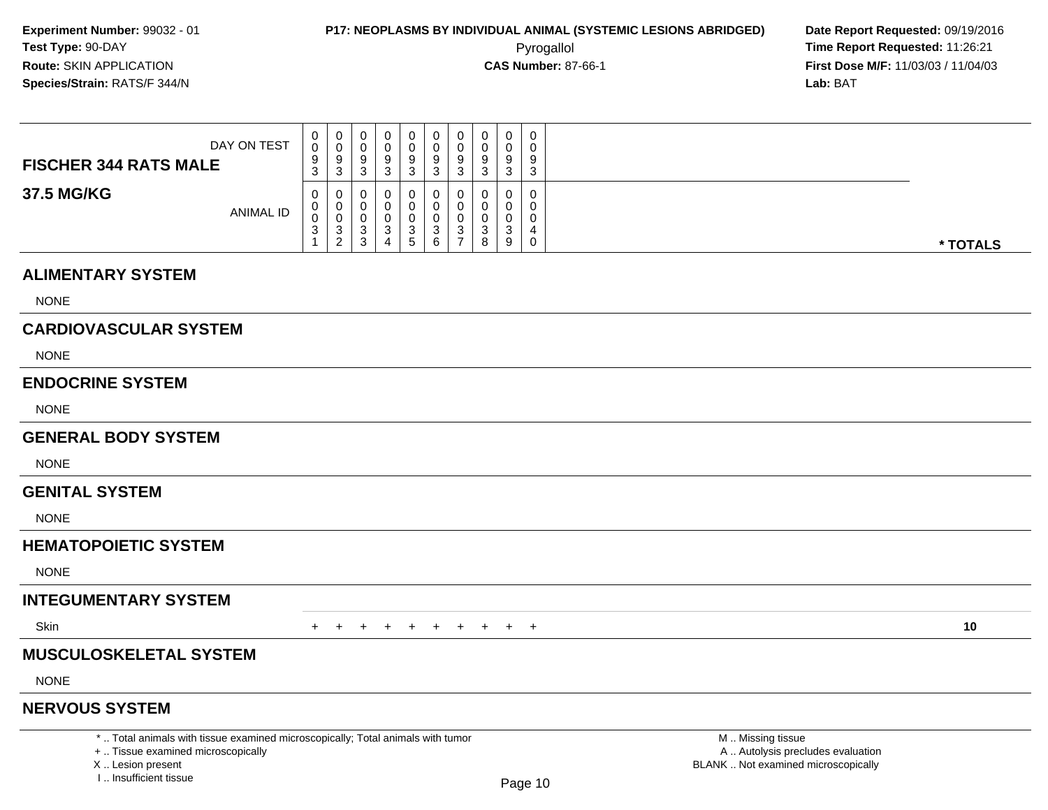**Experiment Number:** 99032 - 01
**Test Type:** 90-DAY
**Route:** SKIN APPLICATION
**Species/Strain:** RATS/F 344/N

**P17: NEOPLASMS BY INDIVIDUAL ANIMAL (SYSTEMIC LESIONS ABRIDGED)**
Pyrogallol
**CAS Number:** 87-66-1

**Date Report Requested:** 09/19/2016
**Time Report Requested:** 11:26:21
**First Dose M/F:** 11/03/03 / 11/04/03
**Lab:** BAT

| FISCHER 344 RATS MALE 37.5 MG/KG | | | | | | | | | | | |
|---|---|---|---|---|---|---|---|---|---|---|---|
| DAY ON TEST | 0093 | 0093 | 0093 | 0093 | 0093 | 0093 | 0093 | 0093 | 0093 | 0093 | |
| ANIMAL ID | 00031 | 00032 | 00033 | 00034 | 00035 | 00036 | 00037 | 00038 | 00039 | 00040 | * TOTALS |
| **ALIMENTARY SYSTEM** | | | | | | | | | | | |
| NONE | | | | | | | | | | | |
| **CARDIOVASCULAR SYSTEM** | | | | | | | | | | | |
| NONE | | | | | | | | | | | |
| **ENDOCRINE SYSTEM** | | | | | | | | | | | |
| NONE | | | | | | | | | | | |
| **GENERAL BODY SYSTEM** | | | | | | | | | | | |
| NONE | | | | | | | | | | | |
| **GENITAL SYSTEM** | | | | | | | | | | | |
| NONE | | | | | | | | | | | |
| **HEMATOPOIETIC SYSTEM** | | | | | | | | | | | |
| NONE | | | | | | | | | | | |
| **INTEGUMENTARY SYSTEM** | | | | | | | | | | | |
| Skin | + | + | + | + | + | + | + | + | + | + | 10 |
| **MUSCULOSKELETAL SYSTEM** | | | | | | | | | | | |
| NONE | | | | | | | | | | | |
| **NERVOUS SYSTEM** | | | | | | | | | | | |

\* .. Total animals with tissue examined microscopically; Total animals with tumor
\+ .. Tissue examined microscopically
X .. Lesion present
I .. Insufficient tissue

M .. Missing tissue
A .. Autolysis precludes evaluation
BLANK .. Not examined microscopically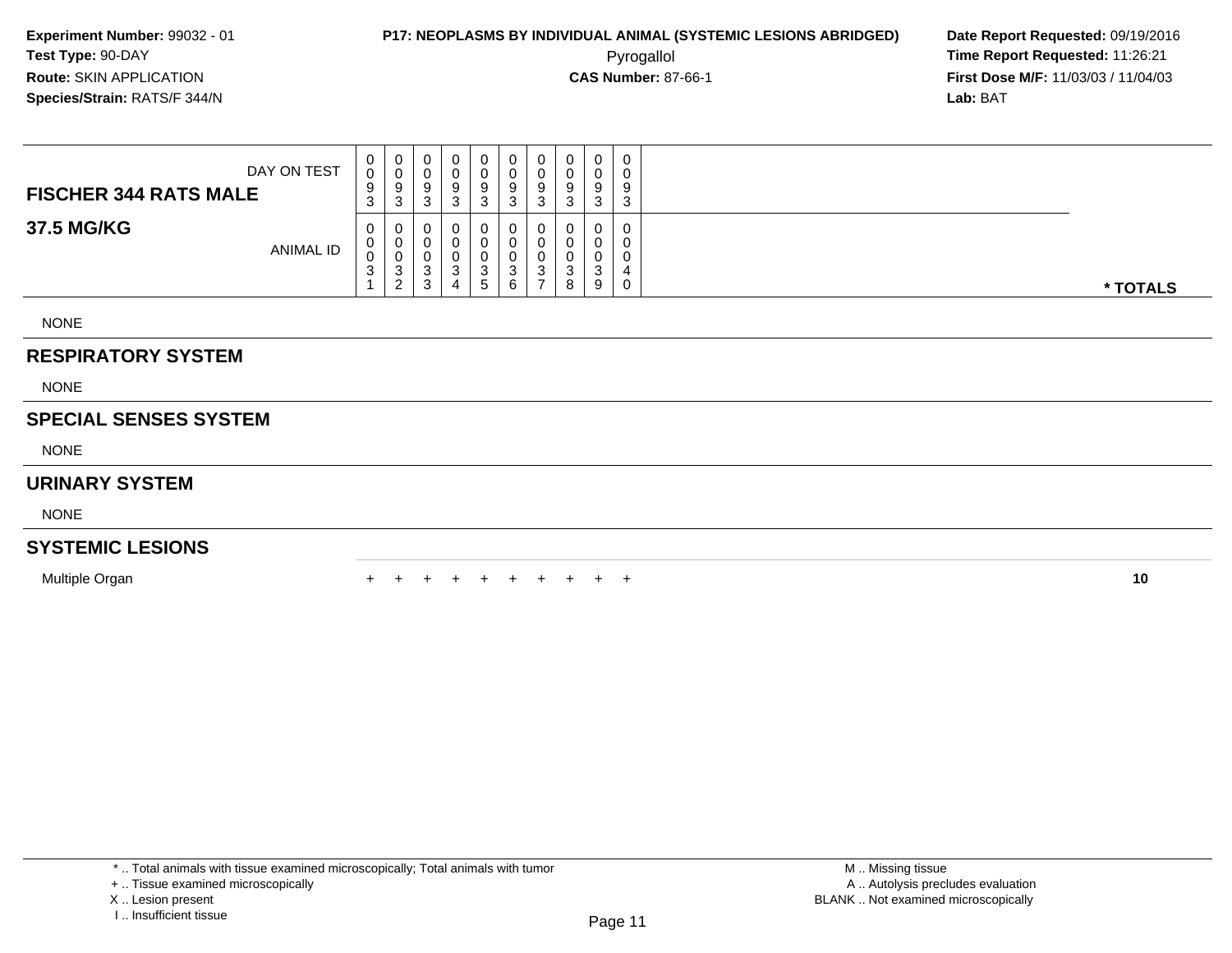**Experiment Number:** 99032 - 01
**Test Type:** 90-DAY
**Route:** SKIN APPLICATION
**Species/Strain:** RATS/F 344/N

**P17: NEOPLASMS BY INDIVIDUAL ANIMAL (SYSTEMIC LESIONS ABRIDGED)**
Pyrogallol
**CAS Number:** 87-66-1

**Date Report Requested:** 09/19/2016
**Time Report Requested:** 11:26:21
**First Dose M/F:** 11/03/03 / 11/04/03
**Lab:** BAT

| FISCHER 344 RATS MALE / 37.5 MG/KG | | | | | | | | | | | |
|---|---|---|---|---|---|---|---|---|---|---|---|
| DAY ON TEST | 0093 | 0093 | 0093 | 0093 | 0093 | 0093 | 0093 | 0093 | 0093 | 0093 | |
| ANIMAL ID | 00031 | 00032 | 00033 | 00034 | 00035 | 00036 | 00037 | 00038 | 00039 | 00040 | * TOTALS |
| NONE | | | | | | | | | | | |
| **RESPIRATORY SYSTEM** | | | | | | | | | | | |
| NONE | | | | | | | | | | | |
| **SPECIAL SENSES SYSTEM** | | | | | | | | | | | |
| NONE | | | | | | | | | | | |
| **URINARY SYSTEM** | | | | | | | | | | | |
| NONE | | | | | | | | | | | |
| **SYSTEMIC LESIONS** | | | | | | | | | | | |
| Multiple Organ | + | + | + | + | + | + | + | + | + | + | **10** |

\* .. Total animals with tissue examined microscopically; Total animals with tumor
\+ .. Tissue examined microscopically
X .. Lesion present
I .. Insufficient tissue

M .. Missing tissue
A .. Autolysis precludes evaluation
BLANK .. Not examined microscopically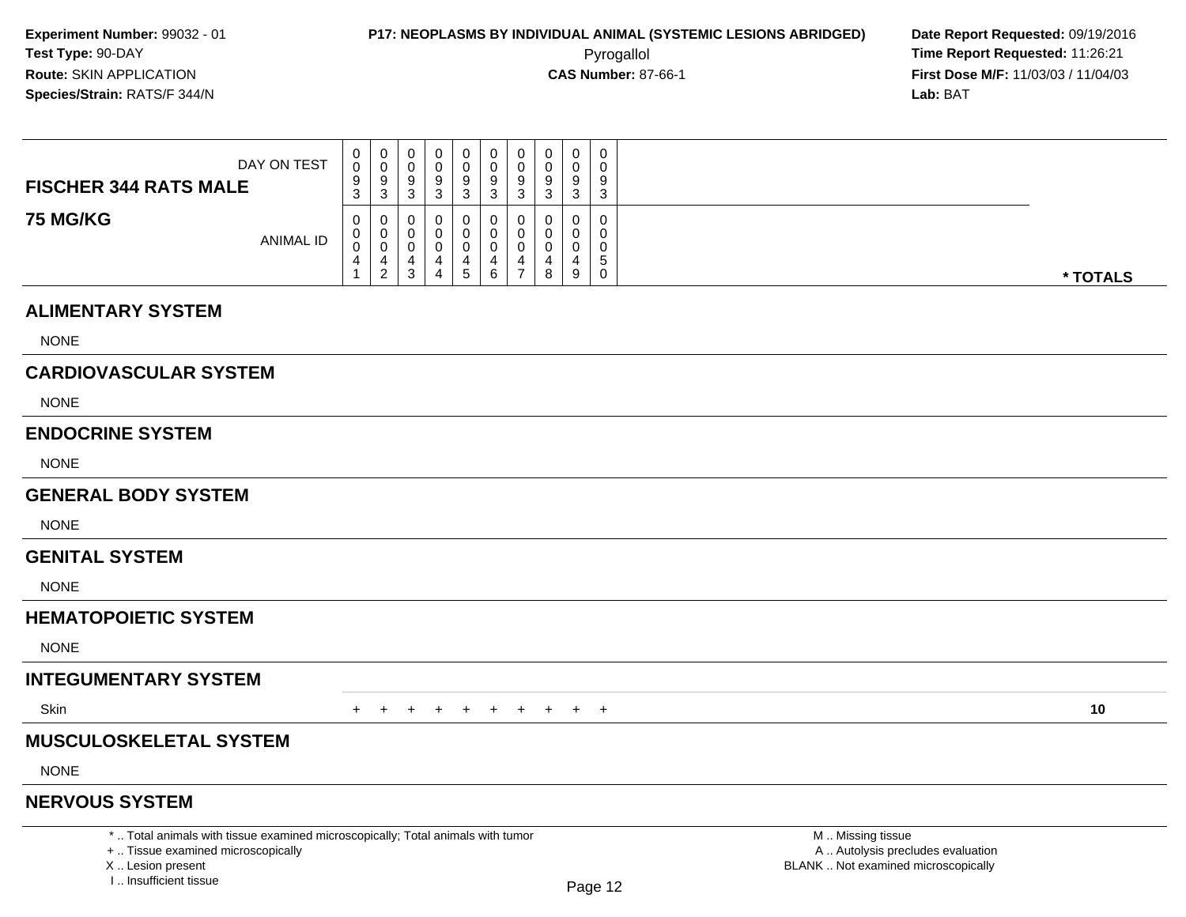**Experiment Number:** 99032 - 01
**Test Type:** 90-DAY
**Route:** SKIN APPLICATION
**Species/Strain:** RATS/F 344/N

**P17: NEOPLASMS BY INDIVIDUAL ANIMAL (SYSTEMIC LESIONS ABRIDGED)**
Pyrogallol
**CAS Number:** 87-66-1

**Date Report Requested:** 09/19/2016
**Time Report Requested:** 11:26:21
**First Dose M/F:** 11/03/03 / 11/04/03
**Lab:** BAT

| FISCHER 344 RATS MALE — 75 MG/KG | | | | | | | | | | | |
|---|---|---|---|---|---|---|---|---|---|---|---|
| DAY ON TEST | 0093 | 0093 | 0093 | 0093 | 0093 | 0093 | 0093 | 0093 | 0093 | 0093 | |
| ANIMAL ID | 00041 | 00042 | 00043 | 00044 | 00045 | 00046 | 00047 | 00048 | 00049 | 00050 | * TOTALS |
| **ALIMENTARY SYSTEM** | | | | | | | | | | | |
| NONE | | | | | | | | | | | |
| **CARDIOVASCULAR SYSTEM** | | | | | | | | | | | |
| NONE | | | | | | | | | | | |
| **ENDOCRINE SYSTEM** | | | | | | | | | | | |
| NONE | | | | | | | | | | | |
| **GENERAL BODY SYSTEM** | | | | | | | | | | | |
| NONE | | | | | | | | | | | |
| **GENITAL SYSTEM** | | | | | | | | | | | |
| NONE | | | | | | | | | | | |
| **HEMATOPOIETIC SYSTEM** | | | | | | | | | | | |
| NONE | | | | | | | | | | | |
| **INTEGUMENTARY SYSTEM** | | | | | | | | | | | |
| Skin | + | + | + | + | + | + | + | + | + | + | 10 |
| **MUSCULOSKELETAL SYSTEM** | | | | | | | | | | | |
| NONE | | | | | | | | | | | |
| **NERVOUS SYSTEM** | | | | | | | | | | | |

\* .. Total animals with tissue examined microscopically; Total animals with tumor
\+ .. Tissue examined microscopically
X .. Lesion present
I .. Insufficient tissue

M .. Missing tissue
A .. Autolysis precludes evaluation
BLANK .. Not examined microscopically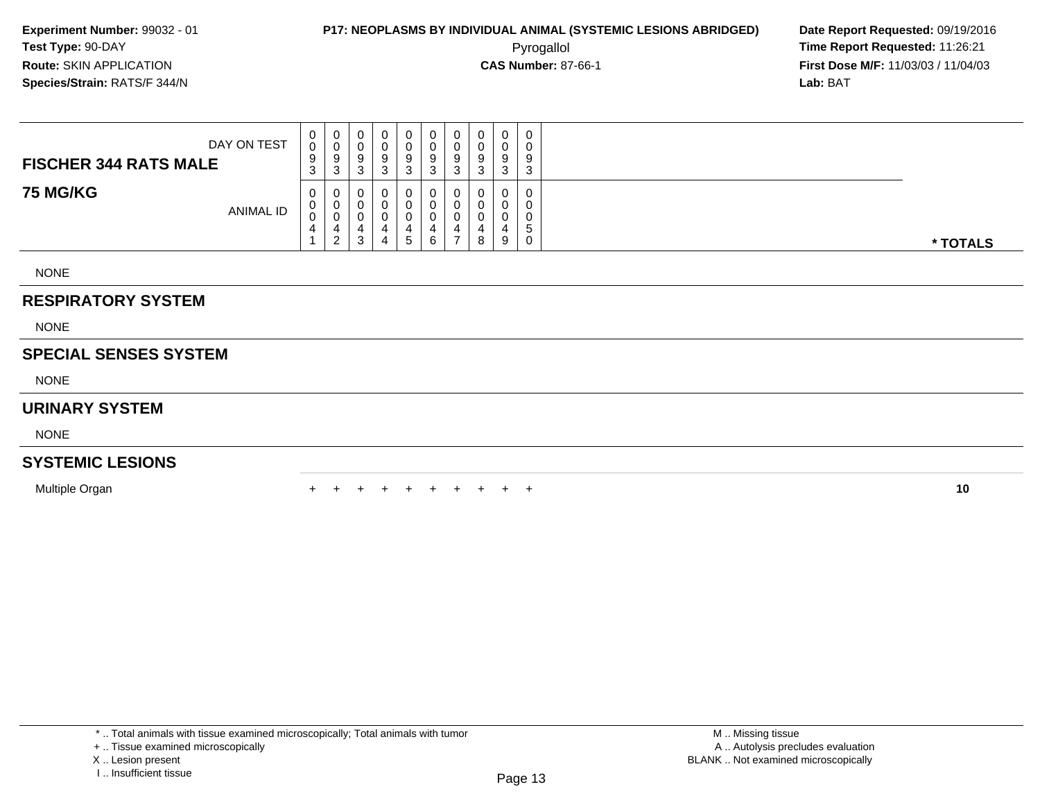**Experiment Number:** 99032 - 01
**Test Type:** 90-DAY
**Route:** SKIN APPLICATION
**Species/Strain:** RATS/F 344/N

**P17: NEOPLASMS BY INDIVIDUAL ANIMAL (SYSTEMIC LESIONS ABRIDGED)**
Pyrogallol
**CAS Number:** 87-66-1

**Date Report Requested:** 09/19/2016
**Time Report Requested:** 11:26:21
**First Dose M/F:** 11/03/03 / 11/04/03
**Lab:** BAT

| **FISCHER 344 RATS MALE** DAY ON TEST | 0093 | 0093 | 0093 | 0093 | 0093 | 0093 | 0093 | 0093 | 0093 | 0093 | |
|---|---|---|---|---|---|---|---|---|---|---|---|
| **75 MG/KG** ANIMAL ID | 00041 | 00042 | 00043 | 00044 | 00045 | 00046 | 00047 | 00048 | 00049 | 00050 | *** TOTALS** |
| NONE | | | | | | | | | | | |
| **RESPIRATORY SYSTEM** | | | | | | | | | | | |
| NONE | | | | | | | | | | | |
| **SPECIAL SENSES SYSTEM** | | | | | | | | | | | |
| NONE | | | | | | | | | | | |
| **URINARY SYSTEM** | | | | | | | | | | | |
| NONE | | | | | | | | | | | |
| **SYSTEMIC LESIONS** | | | | | | | | | | | |
| Multiple Organ | + | + | + | + | + | + | + | + | + | + | **10** |

* .. Total animals with tissue examined microscopically; Total animals with tumor
+ .. Tissue examined microscopically
X .. Lesion present
I .. Insufficient tissue

M .. Missing tissue
A .. Autolysis precludes evaluation
BLANK .. Not examined microscopically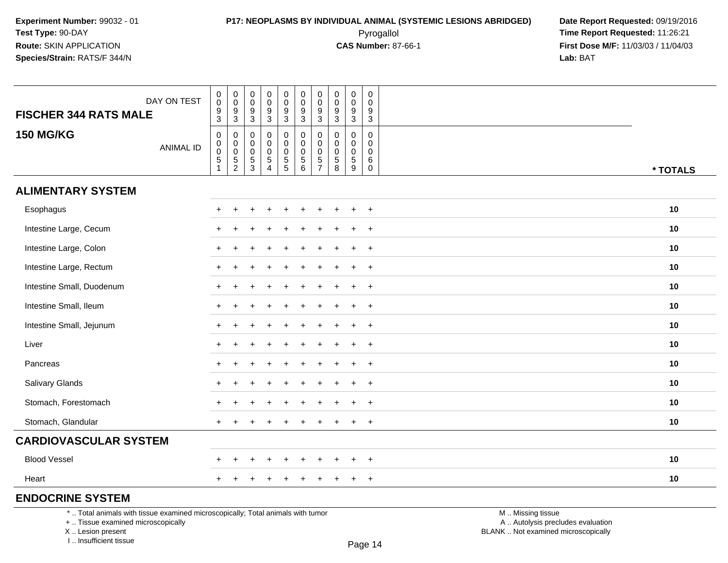**Experiment Number:** 99032 - 01
**Test Type:** 90-DAY
**Route:** SKIN APPLICATION
**Species/Strain:** RATS/F 344/N

**P17: NEOPLASMS BY INDIVIDUAL ANIMAL (SYSTEMIC LESIONS ABRIDGED)**
Pyrogallol
**CAS Number:** 87-66-1

**Date Report Requested:** 09/19/2016
**Time Report Requested:** 11:26:21
**First Dose M/F:** 11/03/03 / 11/04/03
**Lab:** BAT

| FISCHER 344 RATS MALE — DAY ON TEST | 0093 | 0093 | 0093 | 0093 | 0093 | 0093 | 0093 | 0093 | 0093 | 0093 | |
|---|---|---|---|---|---|---|---|---|---|---|---|
| **150 MG/KG** — ANIMAL ID | 00051 | 00052 | 00053 | 00054 | 00055 | 00056 | 00057 | 00058 | 00059 | 00060 | *** TOTALS** |
| **ALIMENTARY SYSTEM** | | | | | | | | | | | |
| Esophagus | + | + | + | + | + | + | + | + | + | + | **10** |
| Intestine Large, Cecum | + | + | + | + | + | + | + | + | + | + | **10** |
| Intestine Large, Colon | + | + | + | + | + | + | + | + | + | + | **10** |
| Intestine Large, Rectum | + | + | + | + | + | + | + | + | + | + | **10** |
| Intestine Small, Duodenum | + | + | + | + | + | + | + | + | + | + | **10** |
| Intestine Small, Ileum | + | + | + | + | + | + | + | + | + | + | **10** |
| Intestine Small, Jejunum | + | + | + | + | + | + | + | + | + | + | **10** |
| Liver | + | + | + | + | + | + | + | + | + | + | **10** |
| Pancreas | + | + | + | + | + | + | + | + | + | + | **10** |
| Salivary Glands | + | + | + | + | + | + | + | + | + | + | **10** |
| Stomach, Forestomach | + | + | + | + | + | + | + | + | + | + | **10** |
| Stomach, Glandular | + | + | + | + | + | + | + | + | + | + | **10** |
| **CARDIOVASCULAR SYSTEM** | | | | | | | | | | | |
| Blood Vessel | + | + | + | + | + | + | + | + | + | + | **10** |
| Heart | + | + | + | + | + | + | + | + | + | + | **10** |
| **ENDOCRINE SYSTEM** | | | | | | | | | | | |

* .. Total animals with tissue examined microscopically; Total animals with tumor
+ .. Tissue examined microscopically
X .. Lesion present
I .. Insufficient tissue

M .. Missing tissue
A .. Autolysis precludes evaluation
BLANK .. Not examined microscopically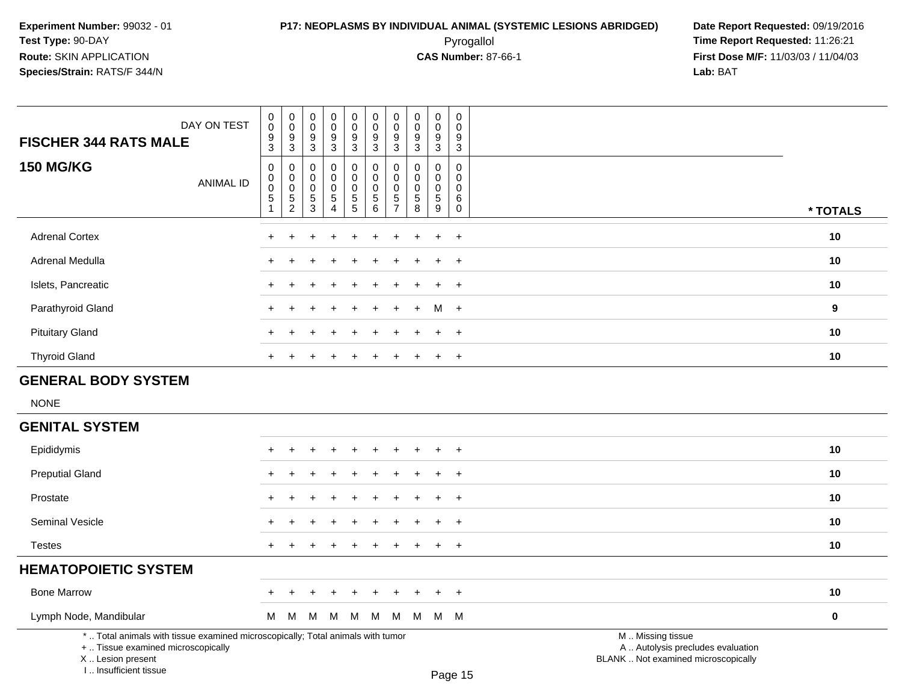**Experiment Number:** 99032 - 01
**Test Type:** 90-DAY
**Route:** SKIN APPLICATION
**Species/Strain:** RATS/F 344/N

**P17: NEOPLASMS BY INDIVIDUAL ANIMAL (SYSTEMIC LESIONS ABRIDGED)**
Pyrogallol
**CAS Number:** 87-66-1

**Date Report Requested:** 09/19/2016
**Time Report Requested:** 11:26:21
**First Dose M/F:** 11/03/03 / 11/04/03
**Lab:** BAT

## FISCHER 344 RATS MALE

### 150 MG/KG

| DAY ON TEST | 0093 | 0093 | 0093 | 0093 | 0093 | 0093 | 0093 | 0093 | 0093 | 0093 | |
|---|---|---|---|---|---|---|---|---|---|---|---|
| ANIMAL ID | 00051 | 00052 | 00053 | 00054 | 00055 | 00056 | 00057 | 00058 | 00059 | 00060 | * TOTALS |
| Adrenal Cortex | + | + | + | + | + | + | + | + | + | + | 10 |
| Adrenal Medulla | + | + | + | + | + | + | + | + | + | + | 10 |
| Islets, Pancreatic | + | + | + | + | + | + | + | + | + | + | 10 |
| Parathyroid Gland | + | + | + | + | + | + | + | + | M | + | 9 |
| Pituitary Gland | + | + | + | + | + | + | + | + | + | + | 10 |
| Thyroid Gland | + | + | + | + | + | + | + | + | + | + | 10 |
| **GENERAL BODY SYSTEM** | | | | | | | | | | | |
| NONE | | | | | | | | | | | |
| **GENITAL SYSTEM** | | | | | | | | | | | |
| Epididymis | + | + | + | + | + | + | + | + | + | + | 10 |
| Preputial Gland | + | + | + | + | + | + | + | + | + | + | 10 |
| Prostate | + | + | + | + | + | + | + | + | + | + | 10 |
| Seminal Vesicle | + | + | + | + | + | + | + | + | + | + | 10 |
| Testes | + | + | + | + | + | + | + | + | + | + | 10 |
| **HEMATOPOIETIC SYSTEM** | | | | | | | | | | | |
| Bone Marrow | + | + | + | + | + | + | + | + | + | + | 10 |
| Lymph Node, Mandibular | M | M | M | M | M | M | M | M | M | M | 0 |

\* .. Total animals with tissue examined microscopically; Total animals with tumor
\+ .. Tissue examined microscopically
X .. Lesion present
I .. Insufficient tissue

M .. Missing tissue
A .. Autolysis precludes evaluation
BLANK .. Not examined microscopically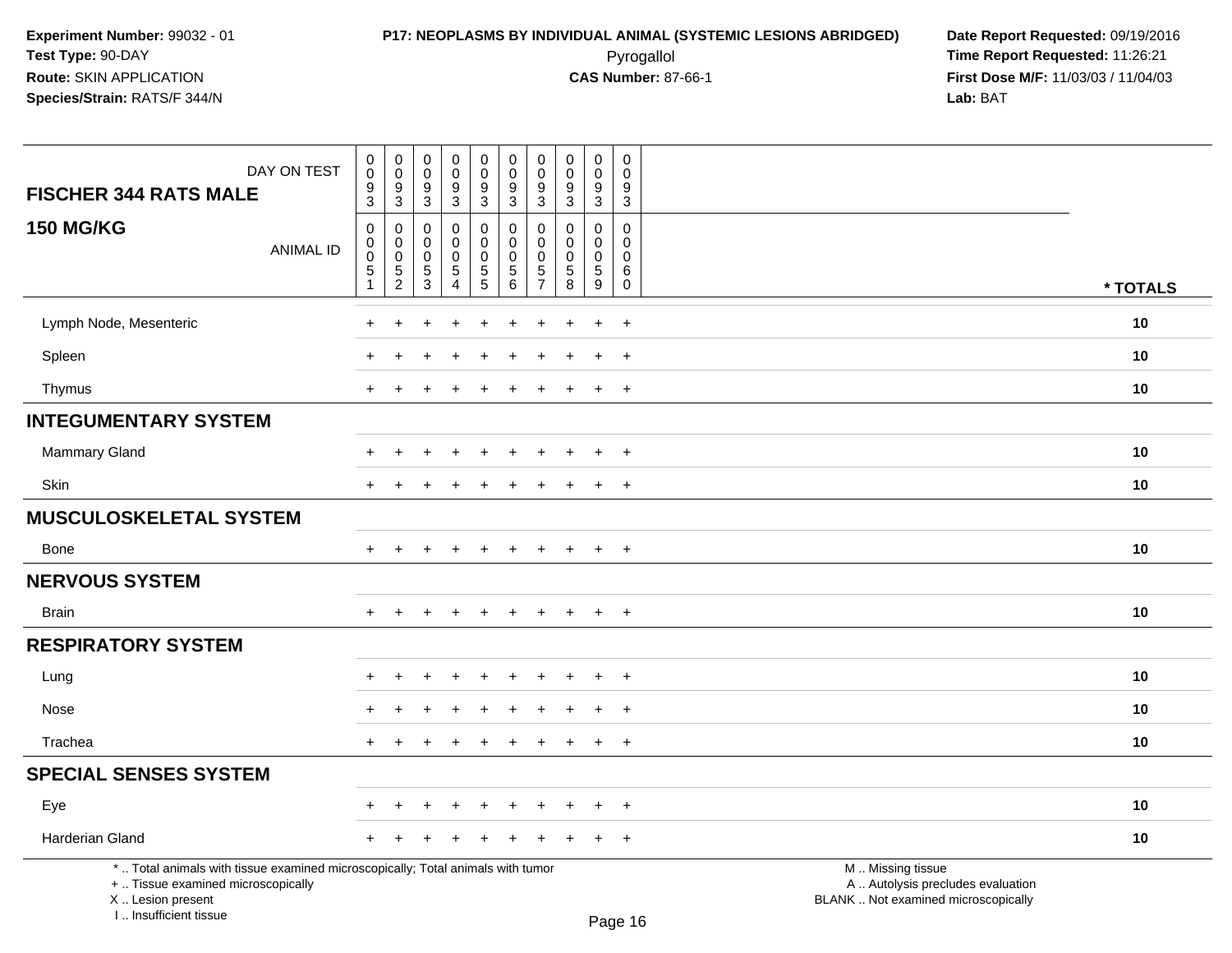**Experiment Number:** 99032 - 01
**Test Type:** 90-DAY
**Route:** SKIN APPLICATION
**Species/Strain:** RATS/F 344/N

## P17: NEOPLASMS BY INDIVIDUAL ANIMAL (SYSTEMIC LESIONS ABRIDGED)

Pyrogallol
**CAS Number:** 87-66-1

**Date Report Requested:** 09/19/2016
**Time Report Requested:** 11:26:21
**First Dose M/F:** 11/03/03 / 11/04/03
**Lab:** BAT

| FISCHER 344 RATS MALE — DAY ON TEST | 0093 | 0093 | 0093 | 0093 | 0093 | 0093 | 0093 | 0093 | 0093 | 0093 | |
|---|---|---|---|---|---|---|---|---|---|---|---|
| **150 MG/KG** — ANIMAL ID | 00051 | 00052 | 00053 | 00054 | 00055 | 00056 | 00057 | 00058 | 00059 | 00060 | * TOTALS |
| Lymph Node, Mesenteric | + | + | + | + | + | + | + | + | + | + | 10 |
| Spleen | + | + | + | + | + | + | + | + | + | + | 10 |
| Thymus | + | + | + | + | + | + | + | + | + | + | 10 |
| **INTEGUMENTARY SYSTEM** | | | | | | | | | | | |
| Mammary Gland | + | + | + | + | + | + | + | + | + | + | 10 |
| Skin | + | + | + | + | + | + | + | + | + | + | 10 |
| **MUSCULOSKELETAL SYSTEM** | | | | | | | | | | | |
| Bone | + | + | + | + | + | + | + | + | + | + | 10 |
| **NERVOUS SYSTEM** | | | | | | | | | | | |
| Brain | + | + | + | + | + | + | + | + | + | + | 10 |
| **RESPIRATORY SYSTEM** | | | | | | | | | | | |
| Lung | + | + | + | + | + | + | + | + | + | + | 10 |
| Nose | + | + | + | + | + | + | + | + | + | + | 10 |
| Trachea | + | + | + | + | + | + | + | + | + | + | 10 |
| **SPECIAL SENSES SYSTEM** | | | | | | | | | | | |
| Eye | + | + | + | + | + | + | + | + | + | + | 10 |
| Harderian Gland | + | + | + | + | + | + | + | + | + | + | 10 |

* .. Total animals with tissue examined microscopically; Total animals with tumor
+ .. Tissue examined microscopically
X .. Lesion present
I .. Insufficient tissue

M .. Missing tissue
A .. Autolysis precludes evaluation
BLANK .. Not examined microscopically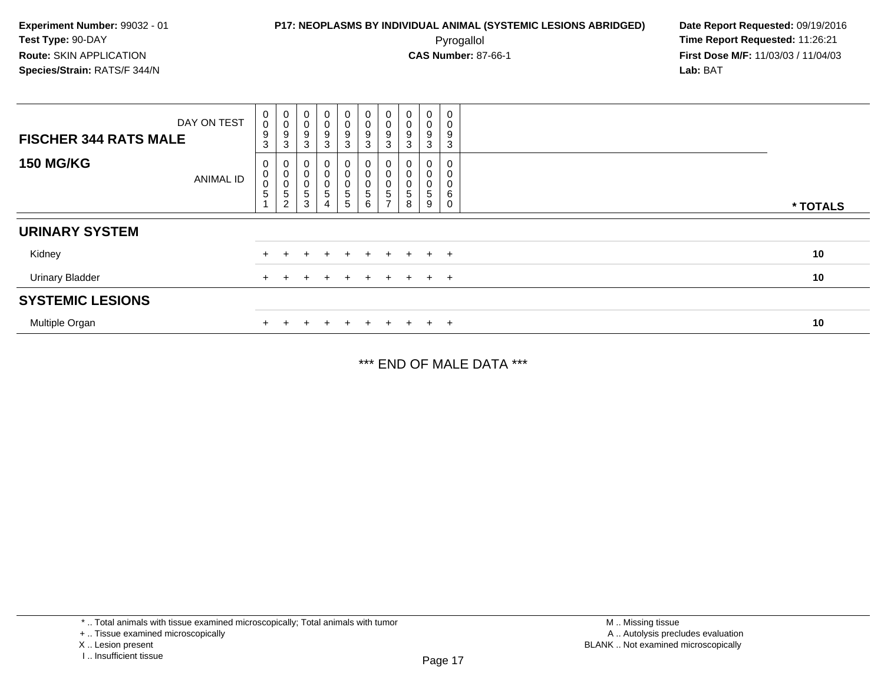**Experiment Number:** 99032 - 01
**Test Type:** 90-DAY
**Route:** SKIN APPLICATION
**Species/Strain:** RATS/F 344/N

**P17: NEOPLASMS BY INDIVIDUAL ANIMAL (SYSTEMIC LESIONS ABRIDGED)**
Pyrogallol
**CAS Number:** 87-66-1

**Date Report Requested:** 09/19/2016
**Time Report Requested:** 11:26:21
**First Dose M/F:** 11/03/03 / 11/04/03
**Lab:** BAT

| FISCHER 344 RATS MALE — DAY ON TEST | 0093 | 0093 | 0093 | 0093 | 0093 | 0093 | 0093 | 0093 | 0093 | 0093 | |
|---|---|---|---|---|---|---|---|---|---|---|---|
| **150 MG/KG** — ANIMAL ID | 00051 | 00052 | 00053 | 00054 | 00055 | 00056 | 00057 | 00058 | 00059 | 00060 | *** TOTALS** |
| **URINARY SYSTEM** | | | | | | | | | | | |
| Kidney | + | + | + | + | + | + | + | + | + | + | **10** |
| Urinary Bladder | + | + | + | + | + | + | + | + | + | + | **10** |
| **SYSTEMIC LESIONS** | | | | | | | | | | | |
| Multiple Organ | + | + | + | + | + | + | + | + | + | + | **10** |

*** END OF MALE DATA ***

* .. Total animals with tissue examined microscopically; Total animals with tumor
+ .. Tissue examined microscopically
X .. Lesion present
I .. Insufficient tissue

M .. Missing tissue
A .. Autolysis precludes evaluation
BLANK .. Not examined microscopically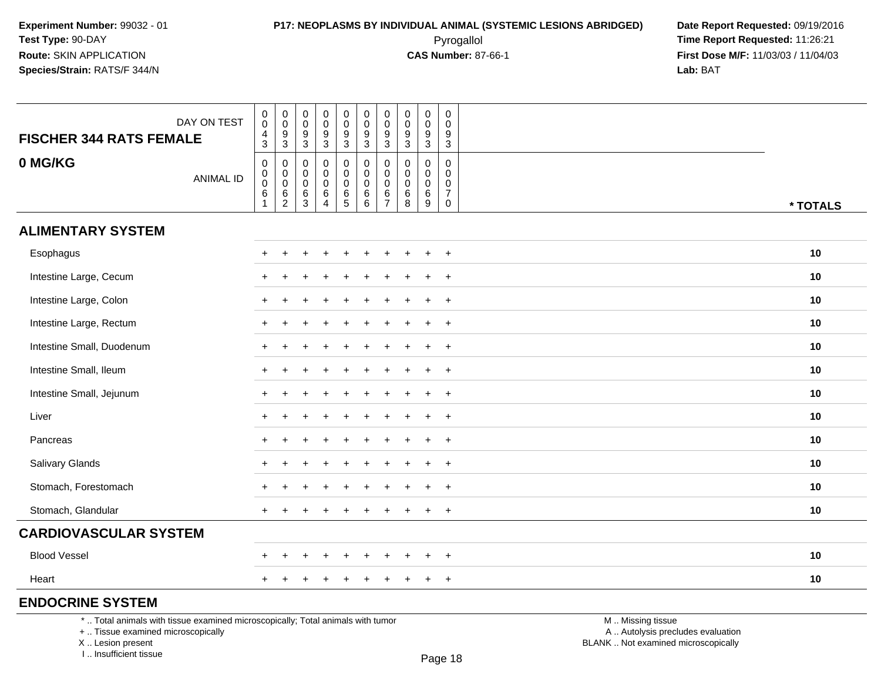**Experiment Number:** 99032 - 01
**Test Type:** 90-DAY
**Route:** SKIN APPLICATION
**Species/Strain:** RATS/F 344/N

**P17: NEOPLASMS BY INDIVIDUAL ANIMAL (SYSTEMIC LESIONS ABRIDGED)**
Pyrogallol
**CAS Number:** 87-66-1

**Date Report Requested:** 09/19/2016
**Time Report Requested:** 11:26:21
**First Dose M/F:** 11/03/03 / 11/04/03
**Lab:** BAT

| FISCHER 344 RATS FEMALE / 0 MG/KG | | | | | | | | | | | |
|---|---|---|---|---|---|---|---|---|---|---|---|
| DAY ON TEST | 0043 | 0093 | 0093 | 0093 | 0093 | 0093 | 0093 | 0093 | 0093 | 0093 | |
| ANIMAL ID | 00061 | 00062 | 00063 | 00064 | 00065 | 00066 | 00067 | 00068 | 00069 | 00070 | * TOTALS |
| **ALIMENTARY SYSTEM** | | | | | | | | | | | |
| Esophagus | + | + | + | + | + | + | + | + | + | + | 10 |
| Intestine Large, Cecum | + | + | + | + | + | + | + | + | + | + | 10 |
| Intestine Large, Colon | + | + | + | + | + | + | + | + | + | + | 10 |
| Intestine Large, Rectum | + | + | + | + | + | + | + | + | + | + | 10 |
| Intestine Small, Duodenum | + | + | + | + | + | + | + | + | + | + | 10 |
| Intestine Small, Ileum | + | + | + | + | + | + | + | + | + | + | 10 |
| Intestine Small, Jejunum | + | + | + | + | + | + | + | + | + | + | 10 |
| Liver | + | + | + | + | + | + | + | + | + | + | 10 |
| Pancreas | + | + | + | + | + | + | + | + | + | + | 10 |
| Salivary Glands | + | + | + | + | + | + | + | + | + | + | 10 |
| Stomach, Forestomach | + | + | + | + | + | + | + | + | + | + | 10 |
| Stomach, Glandular | + | + | + | + | + | + | + | + | + | + | 10 |
| **CARDIOVASCULAR SYSTEM** | | | | | | | | | | | |
| Blood Vessel | + | + | + | + | + | + | + | + | + | + | 10 |
| Heart | + | + | + | + | + | + | + | + | + | + | 10 |
| **ENDOCRINE SYSTEM** | | | | | | | | | | | |

* .. Total animals with tissue examined microscopically; Total animals with tumor
+ .. Tissue examined microscopically
X .. Lesion present
I .. Insufficient tissue

M .. Missing tissue
A .. Autolysis precludes evaluation
BLANK .. Not examined microscopically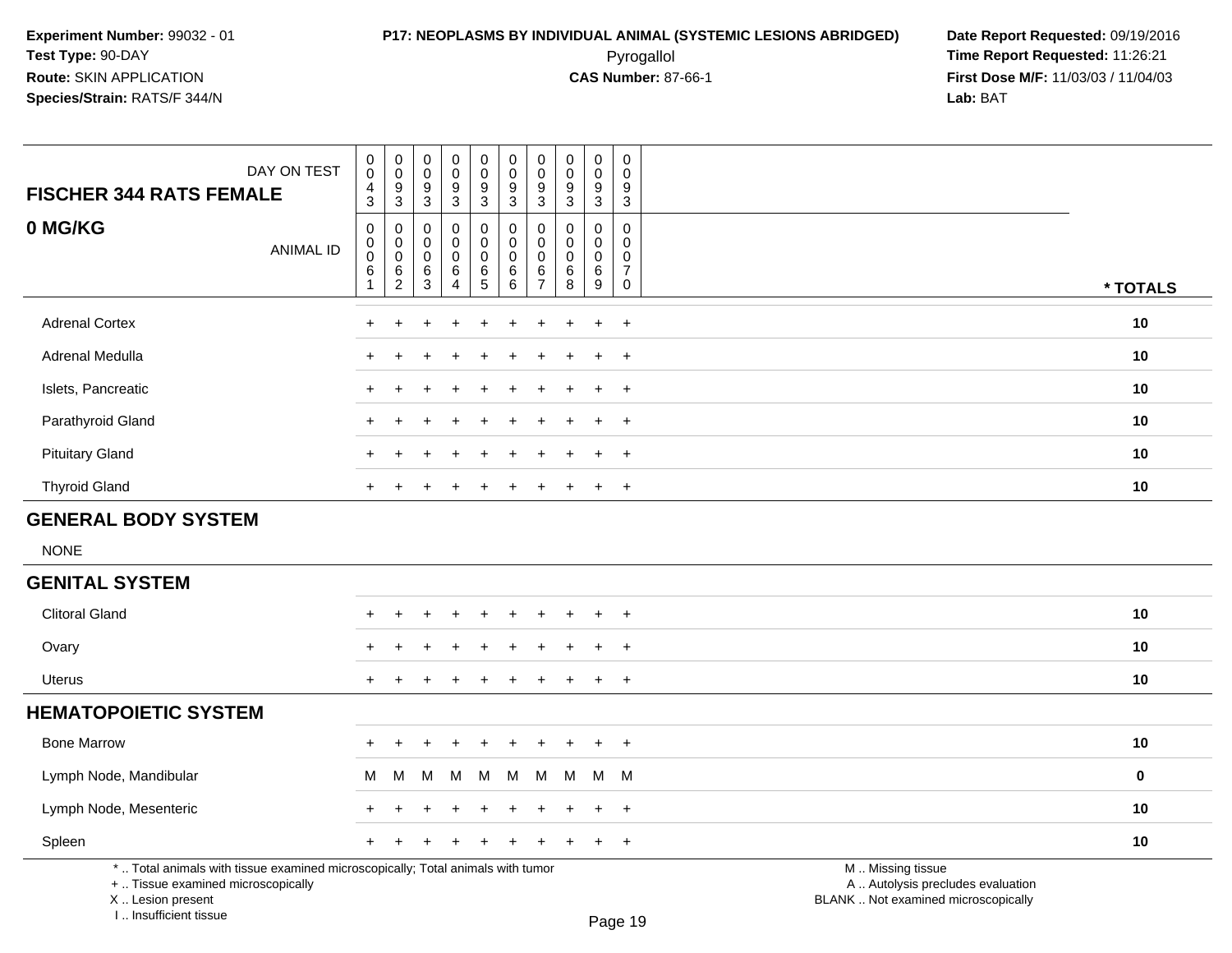**Experiment Number:** 99032 - 01
**Test Type:** 90-DAY
**Route:** SKIN APPLICATION
**Species/Strain:** RATS/F 344/N

**P17: NEOPLASMS BY INDIVIDUAL ANIMAL (SYSTEMIC LESIONS ABRIDGED)**
Pyrogallol
**CAS Number:** 87-66-1

**Date Report Requested:** 09/19/2016
**Time Report Requested:** 11:26:21
**First Dose M/F:** 11/03/03 / 11/04/03
**Lab:** BAT

| FISCHER 344 RATS FEMALE — 0 MG/KG | | | | | | | | | | | |
|---|---|---|---|---|---|---|---|---|---|---|---|
| DAY ON TEST | 0043 | 0093 | 0093 | 0093 | 0093 | 0093 | 0093 | 0093 | 0093 | 0093 | |
| ANIMAL ID | 00061 | 00062 | 00063 | 00064 | 00065 | 00066 | 00067 | 00068 | 00069 | 00070 | * TOTALS |
| Adrenal Cortex | + | + | + | + | + | + | + | + | + | + | 10 |
| Adrenal Medulla | + | + | + | + | + | + | + | + | + | + | 10 |
| Islets, Pancreatic | + | + | + | + | + | + | + | + | + | + | 10 |
| Parathyroid Gland | + | + | + | + | + | + | + | + | + | + | 10 |
| Pituitary Gland | + | + | + | + | + | + | + | + | + | + | 10 |
| Thyroid Gland | + | + | + | + | + | + | + | + | + | + | 10 |
| **GENERAL BODY SYSTEM** | | | | | | | | | | | |
| NONE | | | | | | | | | | | |
| **GENITAL SYSTEM** | | | | | | | | | | | |
| Clitoral Gland | + | + | + | + | + | + | + | + | + | + | 10 |
| Ovary | + | + | + | + | + | + | + | + | + | + | 10 |
| Uterus | + | + | + | + | + | + | + | + | + | + | 10 |
| **HEMATOPOIETIC SYSTEM** | | | | | | | | | | | |
| Bone Marrow | + | + | + | + | + | + | + | + | + | + | 10 |
| Lymph Node, Mandibular | M | M | M | M | M | M | M | M | M | M | 0 |
| Lymph Node, Mesenteric | + | + | + | + | + | + | + | + | + | + | 10 |
| Spleen | + | + | + | + | + | + | + | + | + | + | 10 |

* .. Total animals with tissue examined microscopically; Total animals with tumor
+ .. Tissue examined microscopically
X .. Lesion present
I .. Insufficient tissue

M .. Missing tissue
A .. Autolysis precludes evaluation
BLANK .. Not examined microscopically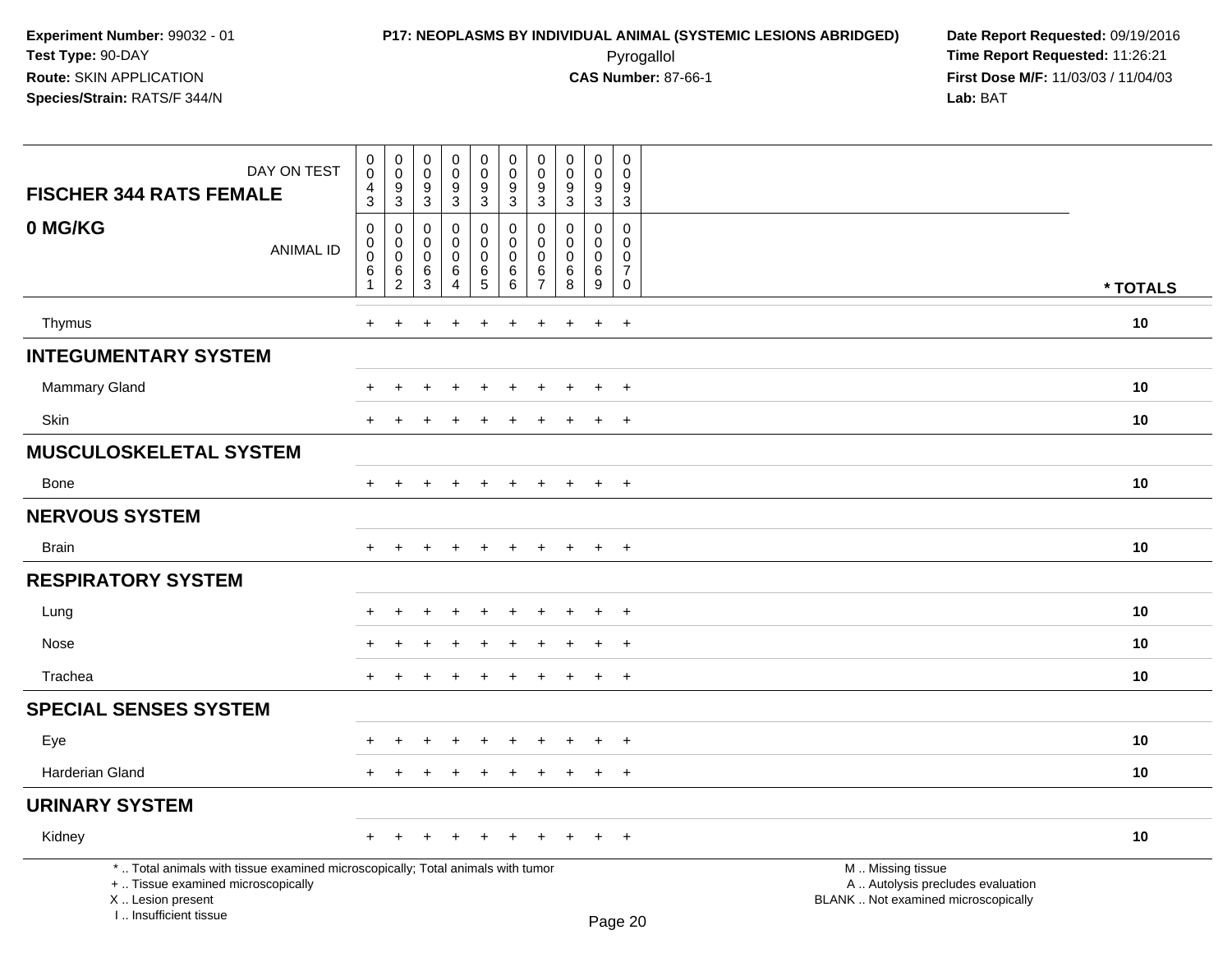**Experiment Number:** 99032 - 01
**Test Type:** 90-DAY
**Route:** SKIN APPLICATION
**Species/Strain:** RATS/F 344/N

**P17: NEOPLASMS BY INDIVIDUAL ANIMAL (SYSTEMIC LESIONS ABRIDGED)**
Pyrogallol
**CAS Number:** 87-66-1

**Date Report Requested:** 09/19/2016
**Time Report Requested:** 11:26:21
**First Dose M/F:** 11/03/03 / 11/04/03
**Lab:** BAT

| FISCHER 344 RATS FEMALE — 0 MG/KG | | | | | | | | | | | |
|---|---|---|---|---|---|---|---|---|---|---|---|
| DAY ON TEST | 0043 | 0093 | 0093 | 0093 | 0093 | 0093 | 0093 | 0093 | 0093 | 0093 | |
| ANIMAL ID | 00061 | 00062 | 00063 | 00064 | 00065 | 00066 | 00067 | 00068 | 00069 | 00070 | * TOTALS |
| Thymus | + | + | + | + | + | + | + | + | + | + | 10 |
| **INTEGUMENTARY SYSTEM** | | | | | | | | | | | |
| Mammary Gland | + | + | + | + | + | + | + | + | + | + | 10 |
| Skin | + | + | + | + | + | + | + | + | + | + | 10 |
| **MUSCULOSKELETAL SYSTEM** | | | | | | | | | | | |
| Bone | + | + | + | + | + | + | + | + | + | + | 10 |
| **NERVOUS SYSTEM** | | | | | | | | | | | |
| Brain | + | + | + | + | + | + | + | + | + | + | 10 |
| **RESPIRATORY SYSTEM** | | | | | | | | | | | |
| Lung | + | + | + | + | + | + | + | + | + | + | 10 |
| Nose | + | + | + | + | + | + | + | + | + | + | 10 |
| Trachea | + | + | + | + | + | + | + | + | + | + | 10 |
| **SPECIAL SENSES SYSTEM** | | | | | | | | | | | |
| Eye | + | + | + | + | + | + | + | + | + | + | 10 |
| Harderian Gland | + | + | + | + | + | + | + | + | + | + | 10 |
| **URINARY SYSTEM** | | | | | | | | | | | |
| Kidney | + | + | + | + | + | + | + | + | + | + | 10 |

\* .. Total animals with tissue examined microscopically; Total animals with tumor
\+ .. Tissue examined microscopically
X .. Lesion present
I .. Insufficient tissue

M .. Missing tissue
A .. Autolysis precludes evaluation
BLANK .. Not examined microscopically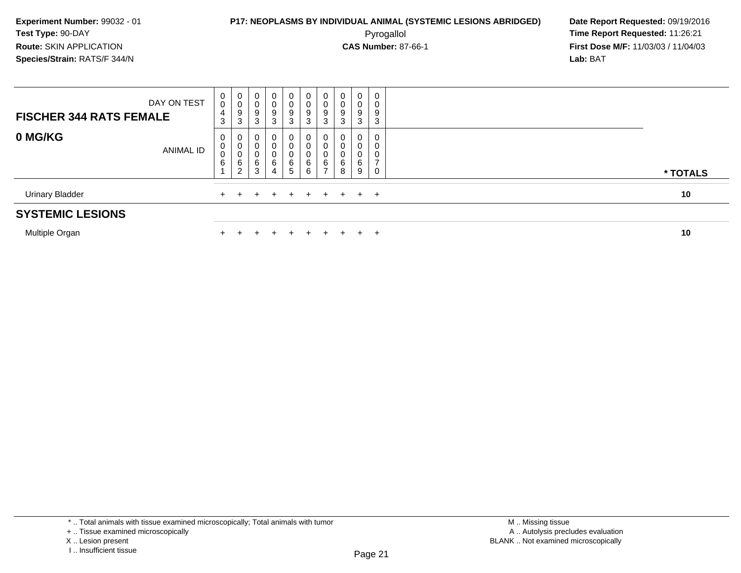**Experiment Number:** 99032 - 01
**Test Type:** 90-DAY
**Route:** SKIN APPLICATION
**Species/Strain:** RATS/F 344/N

**P17: NEOPLASMS BY INDIVIDUAL ANIMAL (SYSTEMIC LESIONS ABRIDGED)**
Pyrogallol
**CAS Number:** 87-66-1

**Date Report Requested:** 09/19/2016
**Time Report Requested:** 11:26:21
**First Dose M/F:** 11/03/03 / 11/04/03
**Lab:** BAT

| FISCHER 344 RATS FEMALE — DAY ON TEST | 0043 | 0093 | 0093 | 0093 | 0093 | 0093 | 0093 | 0093 | 0093 | 0093 | |
|---|---|---|---|---|---|---|---|---|---|---|---|
| **0 MG/KG** — ANIMAL ID | 00061 | 00062 | 00063 | 00064 | 00065 | 00066 | 00067 | 00068 | 00069 | 00070 | *** TOTALS** |
| Urinary Bladder | + | + | + | + | + | + | + | + | + | + | **10** |
| **SYSTEMIC LESIONS** | | | | | | | | | | | |
| Multiple Organ | + | + | + | + | + | + | + | + | + | + | **10** |

* .. Total animals with tissue examined microscopically; Total animals with tumor
+ .. Tissue examined microscopically
X .. Lesion present
I .. Insufficient tissue

M .. Missing tissue
A .. Autolysis precludes evaluation
BLANK .. Not examined microscopically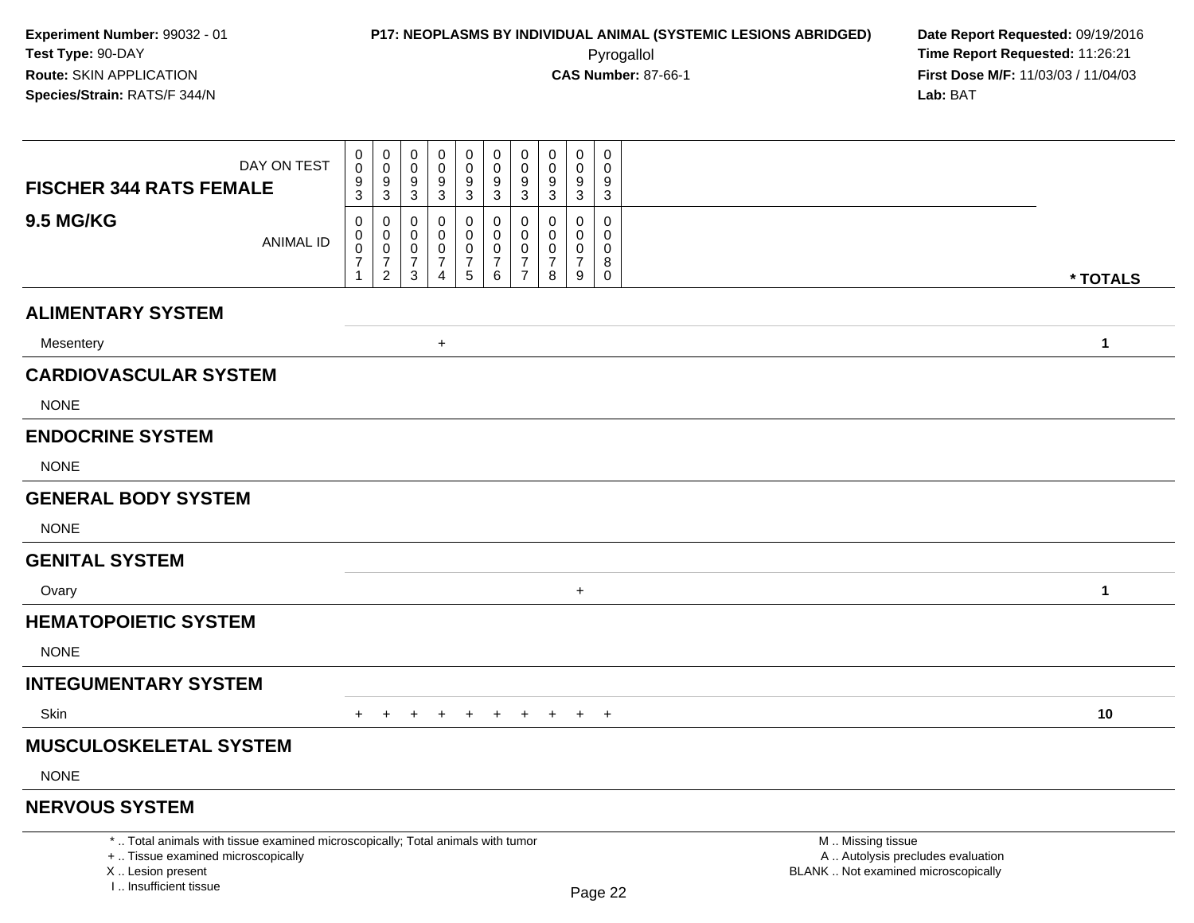**Experiment Number:** 99032 - 01
**Test Type:** 90-DAY
**Route:** SKIN APPLICATION
**Species/Strain:** RATS/F 344/N

**P17: NEOPLASMS BY INDIVIDUAL ANIMAL (SYSTEMIC LESIONS ABRIDGED)**
Pyrogallol
**CAS Number:** 87-66-1

**Date Report Requested:** 09/19/2016
**Time Report Requested:** 11:26:21
**First Dose M/F:** 11/03/03 / 11/04/03
**Lab:** BAT

| FISCHER 344 RATS FEMALE 9.5 MG/KG | | | | | | | | | | | |
|---|---|---|---|---|---|---|---|---|---|---|---|
| DAY ON TEST | 0093 | 0093 | 0093 | 0093 | 0093 | 0093 | 0093 | 0093 | 0093 | 0093 | |
| ANIMAL ID | 00071 | 00072 | 00073 | 00074 | 00075 | 00076 | 00077 | 00078 | 00079 | 00080 | * TOTALS |
| **ALIMENTARY SYSTEM** | | | | | | | | | | | |
| Mesentery | | | | + | | | | | | | 1 |
| **CARDIOVASCULAR SYSTEM** | | | | | | | | | | | |
| NONE | | | | | | | | | | | |
| **ENDOCRINE SYSTEM** | | | | | | | | | | | |
| NONE | | | | | | | | | | | |
| **GENERAL BODY SYSTEM** | | | | | | | | | | | |
| NONE | | | | | | | | | | | |
| **GENITAL SYSTEM** | | | | | | | | | | | |
| Ovary | | | | | | | | | + | | 1 |
| **HEMATOPOIETIC SYSTEM** | | | | | | | | | | | |
| NONE | | | | | | | | | | | |
| **INTEGUMENTARY SYSTEM** | | | | | | | | | | | |
| Skin | + | + | + | + | + | + | + | + | + | + | 10 |
| **MUSCULOSKELETAL SYSTEM** | | | | | | | | | | | |
| NONE | | | | | | | | | | | |
| **NERVOUS SYSTEM** | | | | | | | | | | | |

\* .. Total animals with tissue examined microscopically; Total animals with tumor
\+ .. Tissue examined microscopically
X .. Lesion present
I .. Insufficient tissue

M .. Missing tissue
A .. Autolysis precludes evaluation
BLANK .. Not examined microscopically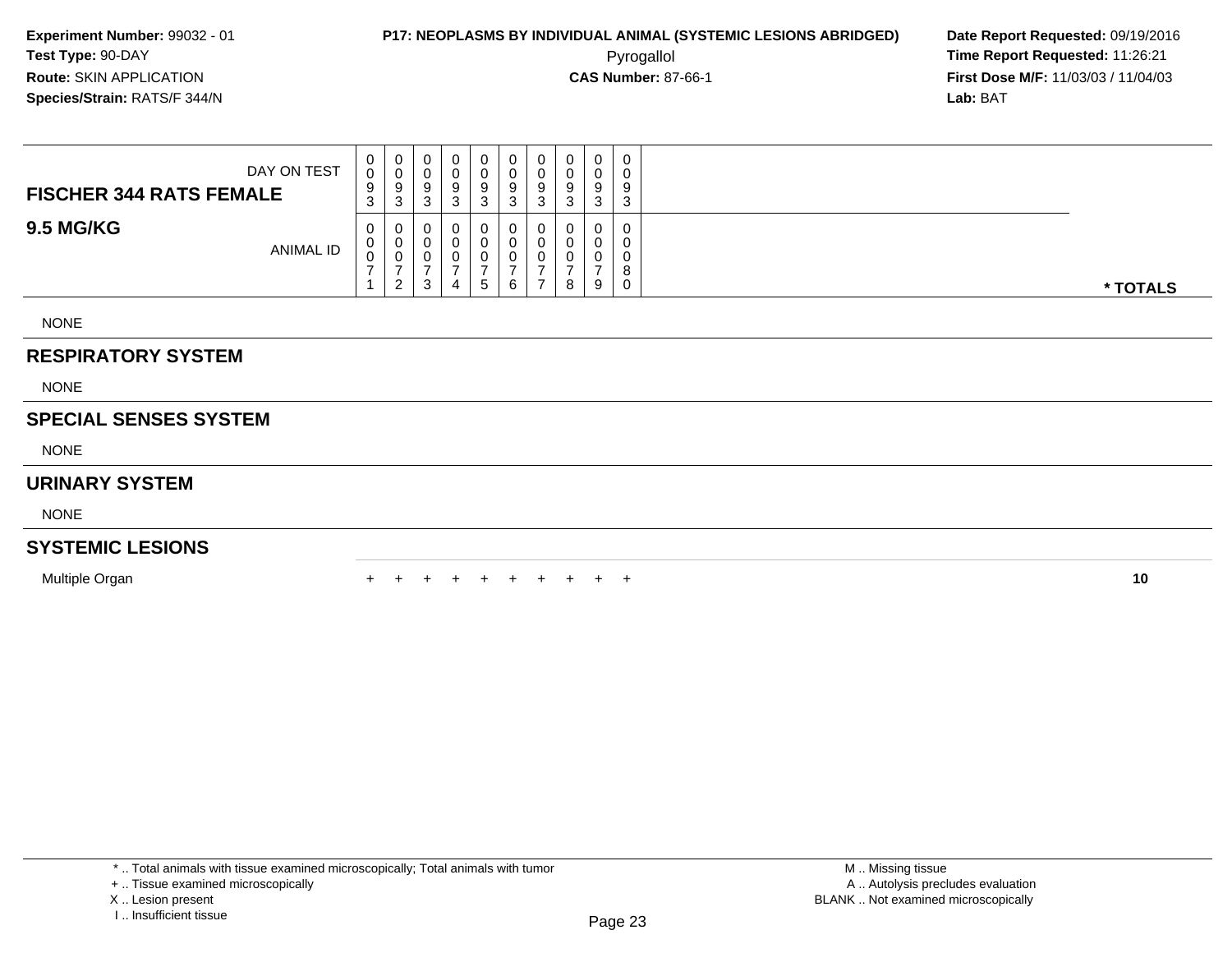**Experiment Number:** 99032 - 01
**Test Type:** 90-DAY
**Route:** SKIN APPLICATION
**Species/Strain:** RATS/F 344/N

**P17: NEOPLASMS BY INDIVIDUAL ANIMAL (SYSTEMIC LESIONS ABRIDGED)**
Pyrogallol
**CAS Number:** 87-66-1

**Date Report Requested:** 09/19/2016
**Time Report Requested:** 11:26:21
**First Dose M/F:** 11/03/03 / 11/04/03
**Lab:** BAT

| FISCHER 344 RATS FEMALE / 9.5 MG/KG | | | | | | | | | | | |
|---|---|---|---|---|---|---|---|---|---|---|---|
| DAY ON TEST | 0093 | 0093 | 0093 | 0093 | 0093 | 0093 | 0093 | 0093 | 0093 | 0093 | |
| ANIMAL ID | 00071 | 00072 | 00073 | 00074 | 00075 | 00076 | 00077 | 00078 | 00079 | 00080 | * TOTALS |
| NONE | | | | | | | | | | | |
| **RESPIRATORY SYSTEM** | | | | | | | | | | | |
| NONE | | | | | | | | | | | |
| **SPECIAL SENSES SYSTEM** | | | | | | | | | | | |
| NONE | | | | | | | | | | | |
| **URINARY SYSTEM** | | | | | | | | | | | |
| NONE | | | | | | | | | | | |
| **SYSTEMIC LESIONS** | | | | | | | | | | | |
| Multiple Organ | + | + | + | + | + | + | + | + | + | + | 10 |

* .. Total animals with tissue examined microscopically; Total animals with tumor
+ .. Tissue examined microscopically
X .. Lesion present
I .. Insufficient tissue

M .. Missing tissue
A .. Autolysis precludes evaluation
BLANK .. Not examined microscopically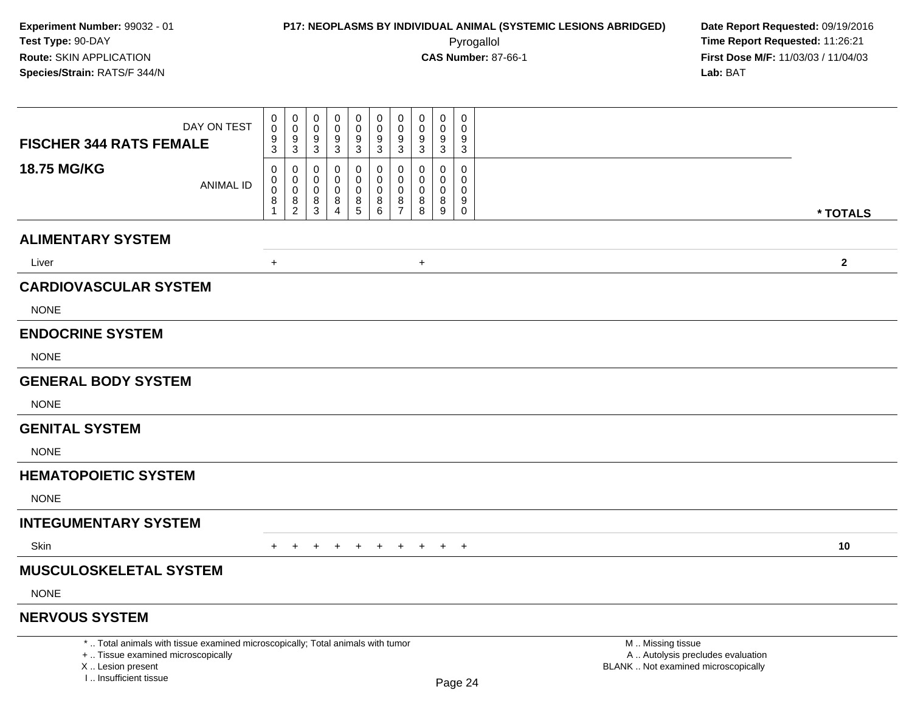**Experiment Number:** 99032 - 01
**Test Type:** 90-DAY
**Route:** SKIN APPLICATION
**Species/Strain:** RATS/F 344/N

**P17: NEOPLASMS BY INDIVIDUAL ANIMAL (SYSTEMIC LESIONS ABRIDGED)**
Pyrogallol
**CAS Number:** 87-66-1

**Date Report Requested:** 09/19/2016
**Time Report Requested:** 11:26:21
**First Dose M/F:** 11/03/03 / 11/04/03
**Lab:** BAT

| FISCHER 344 RATS FEMALE — 18.75 MG/KG | | | | | | | | | | | |
|---|---|---|---|---|---|---|---|---|---|---|---|
| DAY ON TEST | 0093 | 0093 | 0093 | 0093 | 0093 | 0093 | 0093 | 0093 | 0093 | 0093 | |
| ANIMAL ID | 00081 | 00082 | 00083 | 00084 | 00085 | 00086 | 00087 | 00088 | 00089 | 00090 | * TOTALS |
| **ALIMENTARY SYSTEM** | | | | | | | | | | | |
| Liver | + | | | | | | | + | | | 2 |
| **CARDIOVASCULAR SYSTEM** | | | | | | | | | | | |
| NONE | | | | | | | | | | | |
| **ENDOCRINE SYSTEM** | | | | | | | | | | | |
| NONE | | | | | | | | | | | |
| **GENERAL BODY SYSTEM** | | | | | | | | | | | |
| NONE | | | | | | | | | | | |
| **GENITAL SYSTEM** | | | | | | | | | | | |
| NONE | | | | | | | | | | | |
| **HEMATOPOIETIC SYSTEM** | | | | | | | | | | | |
| NONE | | | | | | | | | | | |
| **INTEGUMENTARY SYSTEM** | | | | | | | | | | | |
| Skin | + | + | + | + | + | + | + | + | + | + | 10 |
| **MUSCULOSKELETAL SYSTEM** | | | | | | | | | | | |
| NONE | | | | | | | | | | | |
| **NERVOUS SYSTEM** | | | | | | | | | | | |

\* .. Total animals with tissue examined microscopically; Total animals with tumor
\+ .. Tissue examined microscopically
X .. Lesion present
I .. Insufficient tissue

M .. Missing tissue
A .. Autolysis precludes evaluation
BLANK .. Not examined microscopically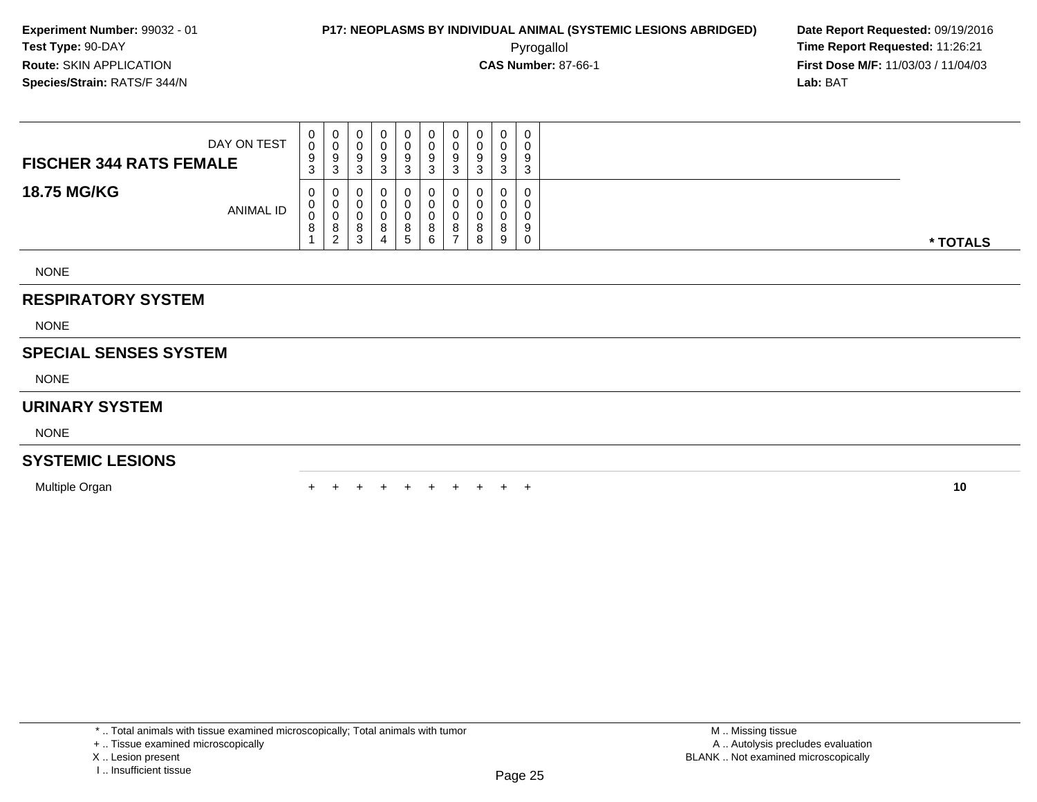**Experiment Number:** 99032 - 01
**Test Type:** 90-DAY
**Route:** SKIN APPLICATION
**Species/Strain:** RATS/F 344/N

**P17: NEOPLASMS BY INDIVIDUAL ANIMAL (SYSTEMIC LESIONS ABRIDGED)**
Pyrogallol
**CAS Number:** 87-66-1

**Date Report Requested:** 09/19/2016
**Time Report Requested:** 11:26:21
**First Dose M/F:** 11/03/03 / 11/04/03
**Lab:** BAT

| **FISCHER 344 RATS FEMALE** DAY ON TEST | 0093 | 0093 | 0093 | 0093 | 0093 | 0093 | 0093 | 0093 | 0093 | 0093 | |
|---|---|---|---|---|---|---|---|---|---|---|---|
| **18.75 MG/KG** ANIMAL ID | 00081 | 00082 | 00083 | 00084 | 00085 | 00086 | 00087 | 00088 | 00089 | 00090 | *** TOTALS** |
| NONE | | | | | | | | | | | |
| **RESPIRATORY SYSTEM** | | | | | | | | | | | |
| NONE | | | | | | | | | | | |
| **SPECIAL SENSES SYSTEM** | | | | | | | | | | | |
| NONE | | | | | | | | | | | |
| **URINARY SYSTEM** | | | | | | | | | | | |
| NONE | | | | | | | | | | | |
| **SYSTEMIC LESIONS** | | | | | | | | | | | |
| Multiple Organ | + | + | + | + | + | + | + | + | + | + | **10** |

* .. Total animals with tissue examined microscopically; Total animals with tumor
+ .. Tissue examined microscopically
X .. Lesion present
I .. Insufficient tissue

M .. Missing tissue
A .. Autolysis precludes evaluation
BLANK .. Not examined microscopically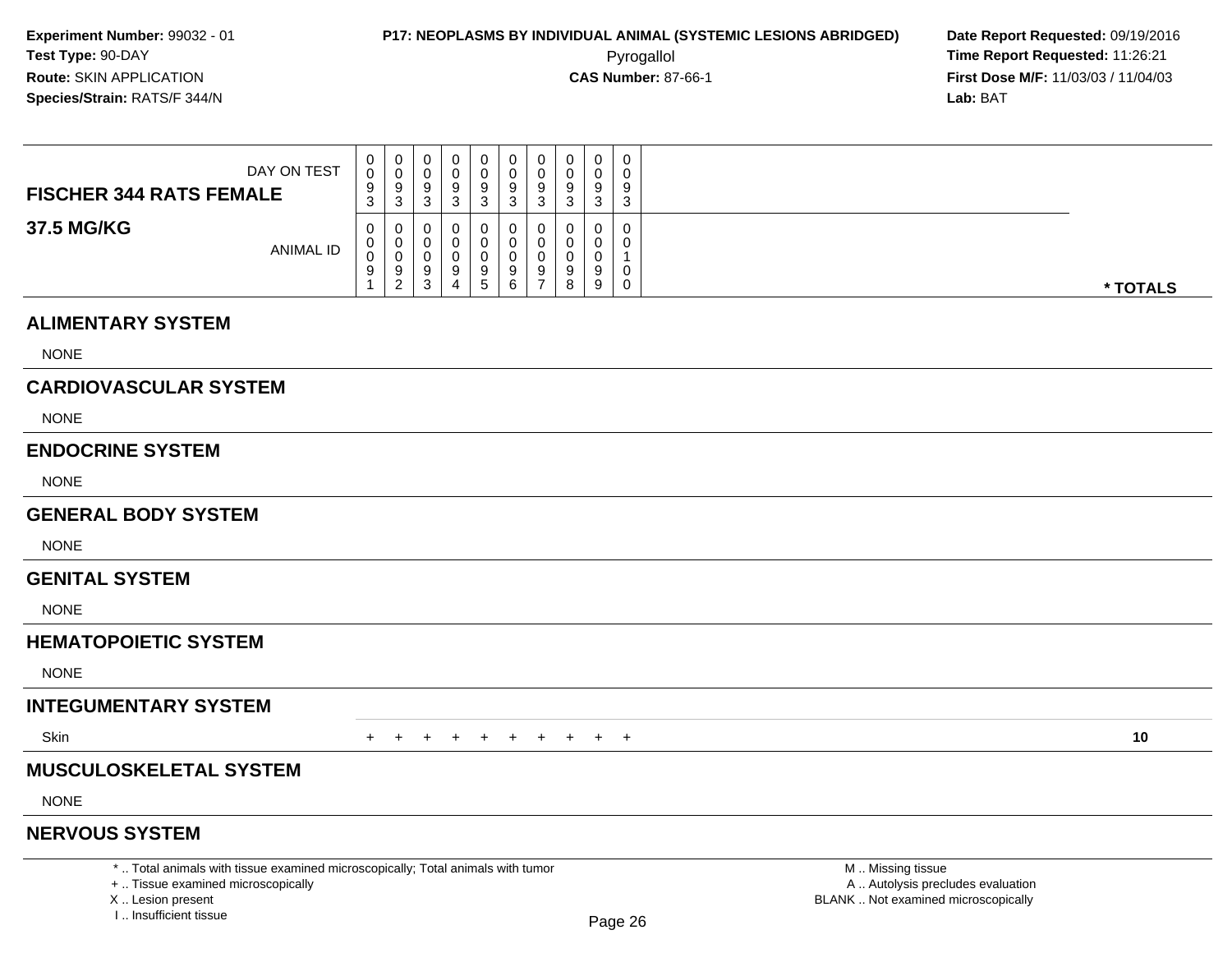**Experiment Number:** 99032 - 01
**Test Type:** 90-DAY
**Route:** SKIN APPLICATION
**Species/Strain:** RATS/F 344/N

**P17: NEOPLASMS BY INDIVIDUAL ANIMAL (SYSTEMIC LESIONS ABRIDGED)**
Pyrogallol
**CAS Number:** 87-66-1

**Date Report Requested:** 09/19/2016
**Time Report Requested:** 11:26:21
**First Dose M/F:** 11/03/03 / 11/04/03
**Lab:** BAT

| FISCHER 344 RATS FEMALE — DAY ON TEST | 0093 | 0093 | 0093 | 0093 | 0093 | 0093 | 0093 | 0093 | 0093 | 0093 | |
|---|---|---|---|---|---|---|---|---|---|---|---|
| **37.5 MG/KG** — ANIMAL ID | 00091 | 00092 | 00093 | 00094 | 00095 | 00096 | 00097 | 00098 | 00099 | 00100 | *** TOTALS** |
| **ALIMENTARY SYSTEM** | | | | | | | | | | | |
| NONE | | | | | | | | | | | |
| **CARDIOVASCULAR SYSTEM** | | | | | | | | | | | |
| NONE | | | | | | | | | | | |
| **ENDOCRINE SYSTEM** | | | | | | | | | | | |
| NONE | | | | | | | | | | | |
| **GENERAL BODY SYSTEM** | | | | | | | | | | | |
| NONE | | | | | | | | | | | |
| **GENITAL SYSTEM** | | | | | | | | | | | |
| NONE | | | | | | | | | | | |
| **HEMATOPOIETIC SYSTEM** | | | | | | | | | | | |
| NONE | | | | | | | | | | | |
| **INTEGUMENTARY SYSTEM** | | | | | | | | | | | |
| Skin | + | + | + | + | + | + | + | + | + | + | **10** |
| **MUSCULOSKELETAL SYSTEM** | | | | | | | | | | | |
| NONE | | | | | | | | | | | |
| **NERVOUS SYSTEM** | | | | | | | | | | | |

\* .. Total animals with tissue examined microscopically; Total animals with tumor
\+ .. Tissue examined microscopically
X .. Lesion present
I .. Insufficient tissue

M .. Missing tissue
A .. Autolysis precludes evaluation
BLANK .. Not examined microscopically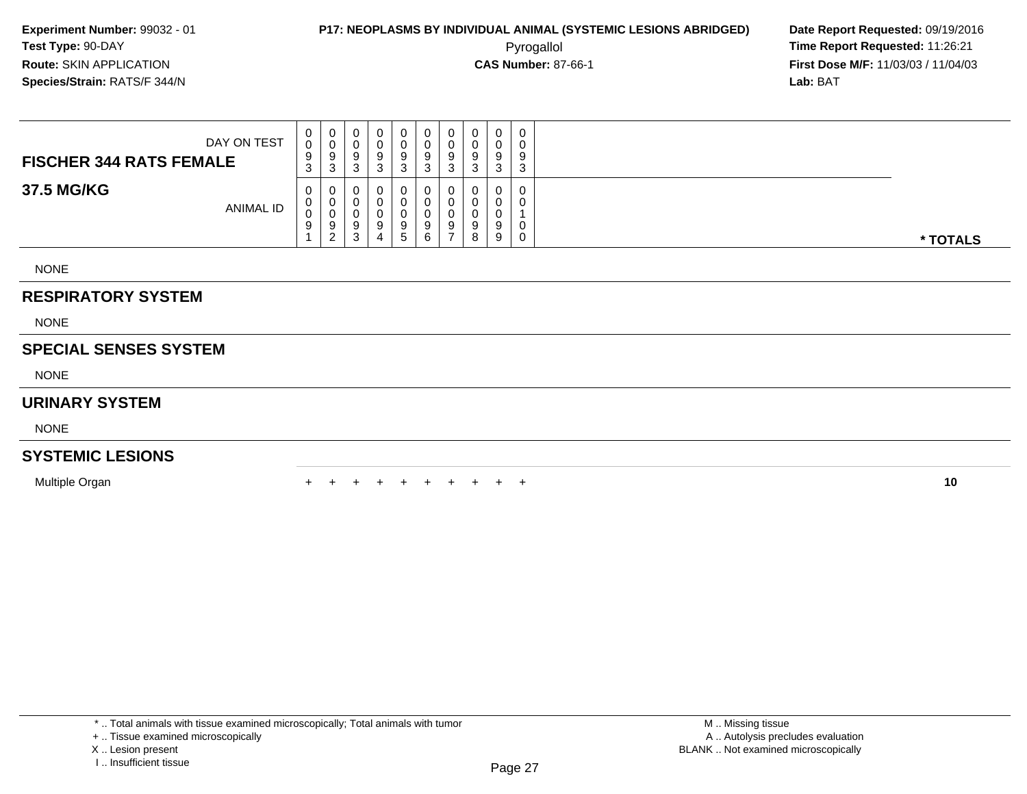**Experiment Number:** 99032 - 01
**Test Type:** 90-DAY
**Route:** SKIN APPLICATION
**Species/Strain:** RATS/F 344/N

**P17: NEOPLASMS BY INDIVIDUAL ANIMAL (SYSTEMIC LESIONS ABRIDGED)**
Pyrogallol
**CAS Number:** 87-66-1

**Date Report Requested:** 09/19/2016
**Time Report Requested:** 11:26:21
**First Dose M/F:** 11/03/03 / 11/04/03
**Lab:** BAT

| **FISCHER 344 RATS FEMALE** DAY ON TEST | 0093 | 0093 | 0093 | 0093 | 0093 | 0093 | 0093 | 0093 | 0093 | 0093 | |
|---|---|---|---|---|---|---|---|---|---|---|---|
| **37.5 MG/KG** ANIMAL ID | 00091 | 00092 | 00093 | 00094 | 00095 | 00096 | 00097 | 00098 | 00099 | 00100 | *** TOTALS** |
| NONE | | | | | | | | | | | |
| **RESPIRATORY SYSTEM** | | | | | | | | | | | |
| NONE | | | | | | | | | | | |
| **SPECIAL SENSES SYSTEM** | | | | | | | | | | | |
| NONE | | | | | | | | | | | |
| **URINARY SYSTEM** | | | | | | | | | | | |
| NONE | | | | | | | | | | | |
| **SYSTEMIC LESIONS** | | | | | | | | | | | |
| Multiple Organ | + | + | + | + | + | + | + | + | + | + | **10** |

* .. Total animals with tissue examined microscopically; Total animals with tumor
+ .. Tissue examined microscopically
X .. Lesion present
I .. Insufficient tissue

M .. Missing tissue
A .. Autolysis precludes evaluation
BLANK .. Not examined microscopically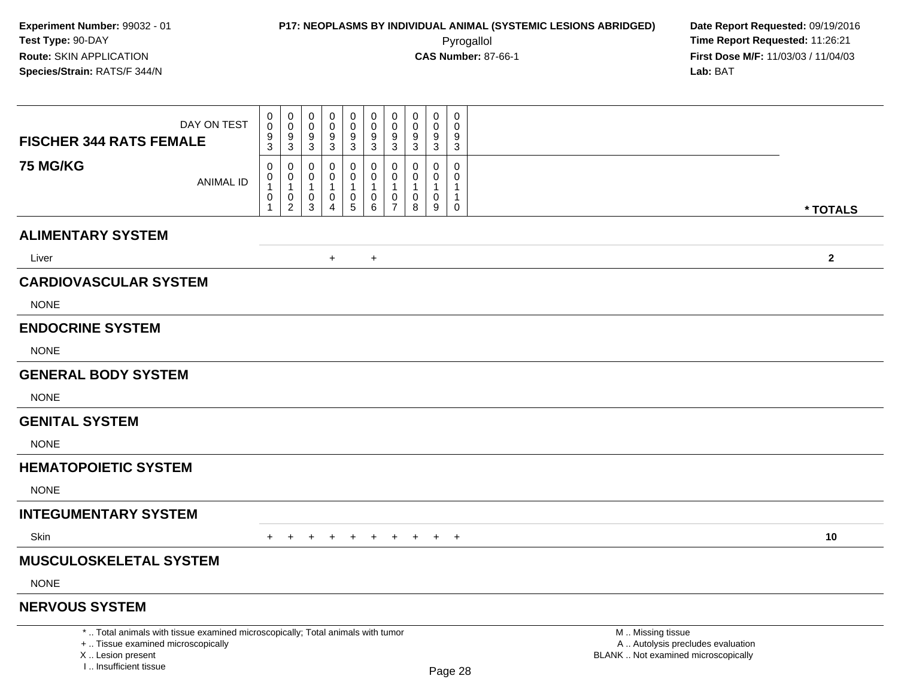**Experiment Number:** 99032 - 01
**Test Type:** 90-DAY
**Route:** SKIN APPLICATION
**Species/Strain:** RATS/F 344/N

**P17: NEOPLASMS BY INDIVIDUAL ANIMAL (SYSTEMIC LESIONS ABRIDGED)**
Pyrogallol
**CAS Number:** 87-66-1

**Date Report Requested:** 09/19/2016
**Time Report Requested:** 11:26:21
**First Dose M/F:** 11/03/03 / 11/04/03
**Lab:** BAT

| FISCHER 344 RATS FEMALE 75 MG/KG | | | | | | | | | | | |
|---|---|---|---|---|---|---|---|---|---|---|---|
| DAY ON TEST | 0093 | 0093 | 0093 | 0093 | 0093 | 0093 | 0093 | 0093 | 0093 | 0093 | |
| ANIMAL ID | 00101 | 00102 | 00103 | 00104 | 00105 | 00106 | 00107 | 00108 | 00109 | 00110 | * TOTALS |
| **ALIMENTARY SYSTEM** | | | | | | | | | | | |
| Liver | | | | + | | + | | | | | 2 |
| **CARDIOVASCULAR SYSTEM** | | | | | | | | | | | |
| NONE | | | | | | | | | | | |
| **ENDOCRINE SYSTEM** | | | | | | | | | | | |
| NONE | | | | | | | | | | | |
| **GENERAL BODY SYSTEM** | | | | | | | | | | | |
| NONE | | | | | | | | | | | |
| **GENITAL SYSTEM** | | | | | | | | | | | |
| NONE | | | | | | | | | | | |
| **HEMATOPOIETIC SYSTEM** | | | | | | | | | | | |
| NONE | | | | | | | | | | | |
| **INTEGUMENTARY SYSTEM** | | | | | | | | | | | |
| Skin | + | + | + | + | + | + | + | + | + | + | 10 |
| **MUSCULOSKELETAL SYSTEM** | | | | | | | | | | | |
| NONE | | | | | | | | | | | |
| **NERVOUS SYSTEM** | | | | | | | | | | | |

* .. Total animals with tissue examined microscopically; Total animals with tumor
+ .. Tissue examined microscopically
X .. Lesion present
I .. Insufficient tissue

M .. Missing tissue
A .. Autolysis precludes evaluation
BLANK .. Not examined microscopically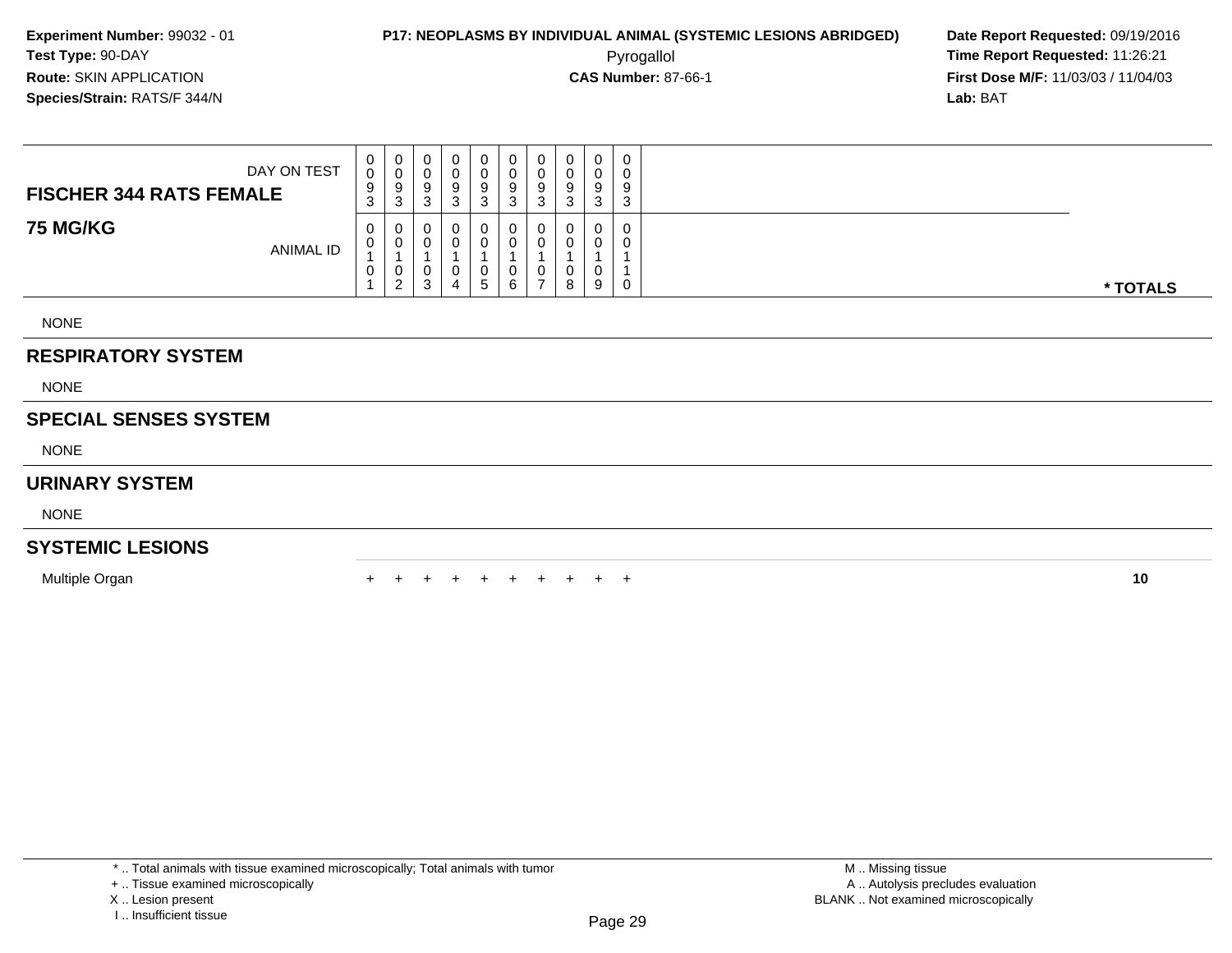**Experiment Number:** 99032 - 01
**Test Type:** 90-DAY
**Route:** SKIN APPLICATION
**Species/Strain:** RATS/F 344/N

**P17: NEOPLASMS BY INDIVIDUAL ANIMAL (SYSTEMIC LESIONS ABRIDGED)**
Pyrogallol
**CAS Number:** 87-66-1

**Date Report Requested:** 09/19/2016
**Time Report Requested:** 11:26:21
**First Dose M/F:** 11/03/03 / 11/04/03
**Lab:** BAT

| FISCHER 344 RATS FEMALE / 75 MG/KG | | | | | | | | | | | |
|---|---|---|---|---|---|---|---|---|---|---|---|
| DAY ON TEST | 0093 | 0093 | 0093 | 0093 | 0093 | 0093 | 0093 | 0093 | 0093 | 0093 | |
| ANIMAL ID | 00101 | 00102 | 00103 | 00104 | 00105 | 00106 | 00107 | 00108 | 00109 | 00110 | * TOTALS |
| NONE | | | | | | | | | | | |
| **RESPIRATORY SYSTEM** | | | | | | | | | | | |
| NONE | | | | | | | | | | | |
| **SPECIAL SENSES SYSTEM** | | | | | | | | | | | |
| NONE | | | | | | | | | | | |
| **URINARY SYSTEM** | | | | | | | | | | | |
| NONE | | | | | | | | | | | |
| **SYSTEMIC LESIONS** | | | | | | | | | | | |
| Multiple Organ | + | + | + | + | + | + | + | + | + | + | 10 |

* .. Total animals with tissue examined microscopically; Total animals with tumor
+ .. Tissue examined microscopically
X .. Lesion present
I .. Insufficient tissue

M .. Missing tissue
A .. Autolysis precludes evaluation
BLANK .. Not examined microscopically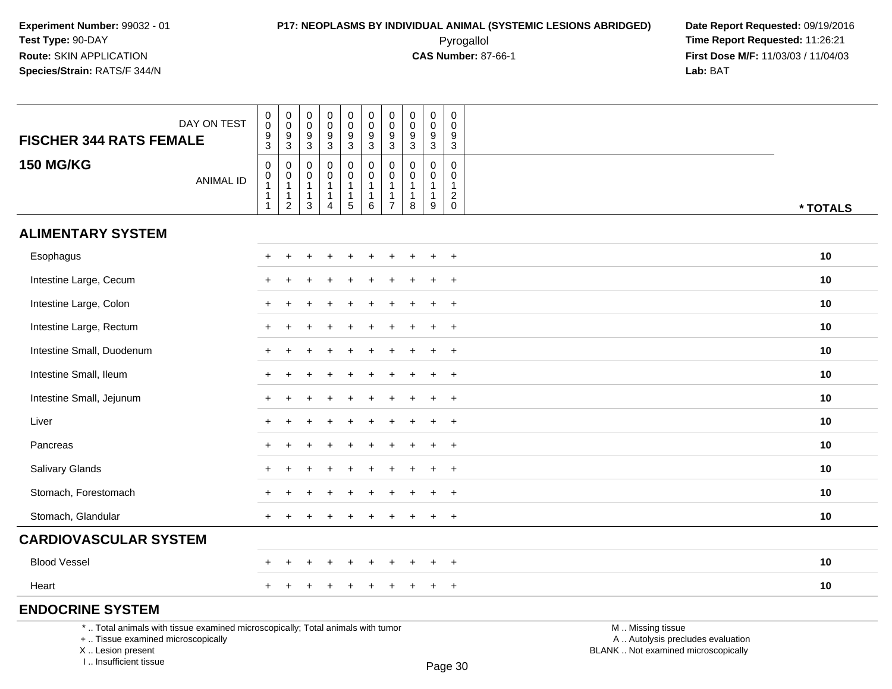**Experiment Number:** 99032 - 01
**Test Type:** 90-DAY
**Route:** SKIN APPLICATION
**Species/Strain:** RATS/F 344/N

**P17: NEOPLASMS BY INDIVIDUAL ANIMAL (SYSTEMIC LESIONS ABRIDGED)**
Pyrogallol
**CAS Number:** 87-66-1

**Date Report Requested:** 09/19/2016
**Time Report Requested:** 11:26:21
**First Dose M/F:** 11/03/03 / 11/04/03
**Lab:** BAT

## FISCHER 344 RATS FEMALE 150 MG/KG

| DAY ON TEST | 0093 | 0093 | 0093 | 0093 | 0093 | 0093 | 0093 | 0093 | 0093 | 0093 | |
|---|---|---|---|---|---|---|---|---|---|---|---|
| **ANIMAL ID** | 00111 | 00112 | 00113 | 00114 | 00115 | 00116 | 00117 | 00118 | 00119 | 00120 | *** TOTALS** |
| **ALIMENTARY SYSTEM** | | | | | | | | | | | |
| Esophagus | + | + | + | + | + | + | + | + | + | + | **10** |
| Intestine Large, Cecum | + | + | + | + | + | + | + | + | + | + | **10** |
| Intestine Large, Colon | + | + | + | + | + | + | + | + | + | + | **10** |
| Intestine Large, Rectum | + | + | + | + | + | + | + | + | + | + | **10** |
| Intestine Small, Duodenum | + | + | + | + | + | + | + | + | + | + | **10** |
| Intestine Small, Ileum | + | + | + | + | + | + | + | + | + | + | **10** |
| Intestine Small, Jejunum | + | + | + | + | + | + | + | + | + | + | **10** |
| Liver | + | + | + | + | + | + | + | + | + | + | **10** |
| Pancreas | + | + | + | + | + | + | + | + | + | + | **10** |
| Salivary Glands | + | + | + | + | + | + | + | + | + | + | **10** |
| Stomach, Forestomach | + | + | + | + | + | + | + | + | + | + | **10** |
| Stomach, Glandular | + | + | + | + | + | + | + | + | + | + | **10** |
| **CARDIOVASCULAR SYSTEM** | | | | | | | | | | | |
| Blood Vessel | + | + | + | + | + | + | + | + | + | + | **10** |
| Heart | + | + | + | + | + | + | + | + | + | + | **10** |
| **ENDOCRINE SYSTEM** | | | | | | | | | | | |

\* .. Total animals with tissue examined microscopically; Total animals with tumor
\+ .. Tissue examined microscopically
X .. Lesion present
I .. Insufficient tissue

M .. Missing tissue
A .. Autolysis precludes evaluation
BLANK .. Not examined microscopically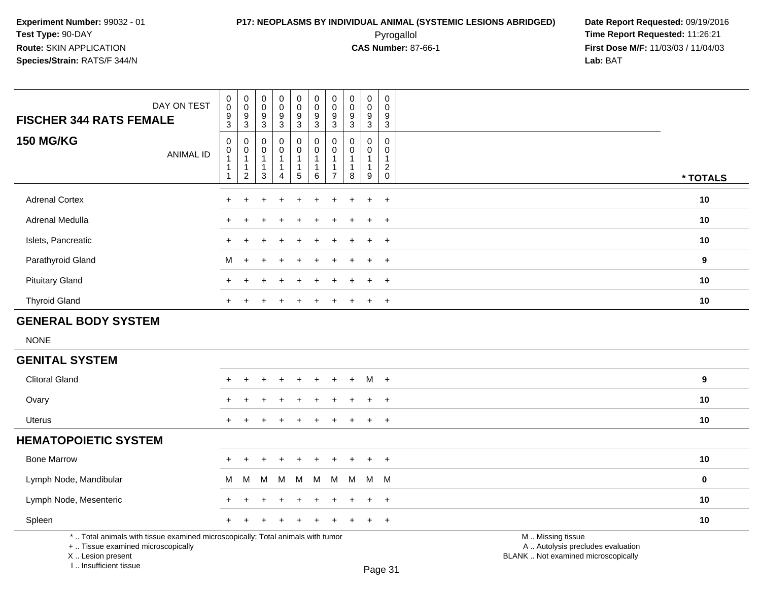**Experiment Number:** 99032 - 01
**Test Type:** 90-DAY
**Route:** SKIN APPLICATION
**Species/Strain:** RATS/F 344/N

**P17: NEOPLASMS BY INDIVIDUAL ANIMAL (SYSTEMIC LESIONS ABRIDGED)**
Pyrogallol
**CAS Number:** 87-66-1

**Date Report Requested:** 09/19/2016
**Time Report Requested:** 11:26:21
**First Dose M/F:** 11/03/03 / 11/04/03
**Lab:** BAT

| FISCHER 344 RATS FEMALE — DAY ON TEST | 0093 | 0093 | 0093 | 0093 | 0093 | 0093 | 0093 | 0093 | 0093 | 0093 | |
|---|---|---|---|---|---|---|---|---|---|---|---|
| **150 MG/KG** — ANIMAL ID | 00111 | 00112 | 00113 | 00114 | 00115 | 00116 | 00117 | 00118 | 00119 | 00120 | * TOTALS |
| Adrenal Cortex | + | + | + | + | + | + | + | + | + | + | 10 |
| Adrenal Medulla | + | + | + | + | + | + | + | + | + | + | 10 |
| Islets, Pancreatic | + | + | + | + | + | + | + | + | + | + | 10 |
| Parathyroid Gland | M | + | + | + | + | + | + | + | + | + | 9 |
| Pituitary Gland | + | + | + | + | + | + | + | + | + | + | 10 |
| Thyroid Gland | + | + | + | + | + | + | + | + | + | + | 10 |
| **GENERAL BODY SYSTEM** | | | | | | | | | | | |
| NONE | | | | | | | | | | | |
| **GENITAL SYSTEM** | | | | | | | | | | | |
| Clitoral Gland | + | + | + | + | + | + | + | + | M | + | 9 |
| Ovary | + | + | + | + | + | + | + | + | + | + | 10 |
| Uterus | + | + | + | + | + | + | + | + | + | + | 10 |
| **HEMATOPOIETIC SYSTEM** | | | | | | | | | | | |
| Bone Marrow | + | + | + | + | + | + | + | + | + | + | 10 |
| Lymph Node, Mandibular | M | M | M | M | M | M | M | M | M | M | 0 |
| Lymph Node, Mesenteric | + | + | + | + | + | + | + | + | + | + | 10 |
| Spleen | + | + | + | + | + | + | + | + | + | + | 10 |

* .. Total animals with tissue examined microscopically; Total animals with tumor
+ .. Tissue examined microscopically
X .. Lesion present
I .. Insufficient tissue

M .. Missing tissue
A .. Autolysis precludes evaluation
BLANK .. Not examined microscopically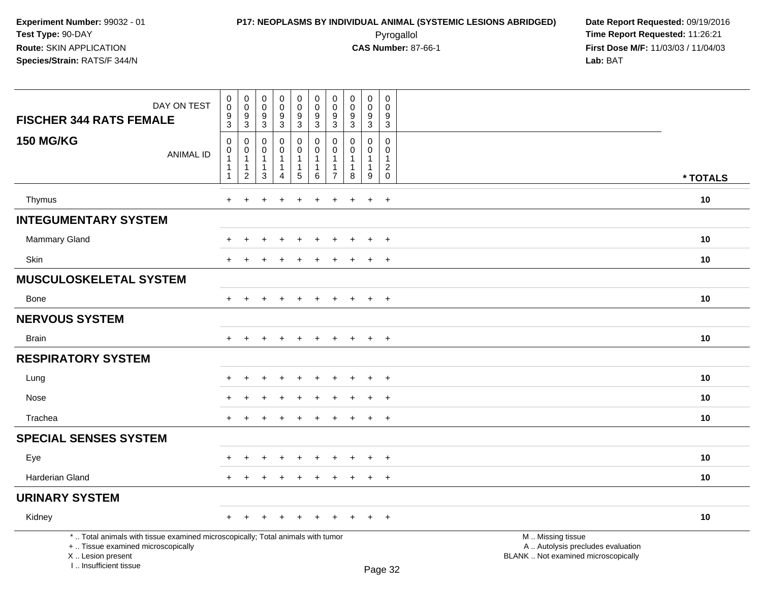**Experiment Number:** 99032 - 01
**Test Type:** 90-DAY
**Route:** SKIN APPLICATION
**Species/Strain:** RATS/F 344/N

**P17: NEOPLASMS BY INDIVIDUAL ANIMAL (SYSTEMIC LESIONS ABRIDGED)**
Pyrogallol
**CAS Number:** 87-66-1

**Date Report Requested:** 09/19/2016
**Time Report Requested:** 11:26:21
**First Dose M/F:** 11/03/03 / 11/04/03
**Lab:** BAT

| FISCHER 344 RATS FEMALE — 150 MG/KG | | | | | | | | | | | |
|---|---|---|---|---|---|---|---|---|---|---|---|
| DAY ON TEST | 0093 | 0093 | 0093 | 0093 | 0093 | 0093 | 0093 | 0093 | 0093 | 0093 | |
| ANIMAL ID | 00111 | 00112 | 00113 | 00114 | 00115 | 00116 | 00117 | 00118 | 00119 | 00120 | * TOTALS |
| Thymus | + | + | + | + | + | + | + | + | + | + | 10 |
| **INTEGUMENTARY SYSTEM** | | | | | | | | | | | |
| Mammary Gland | + | + | + | + | + | + | + | + | + | + | 10 |
| Skin | + | + | + | + | + | + | + | + | + | + | 10 |
| **MUSCULOSKELETAL SYSTEM** | | | | | | | | | | | |
| Bone | + | + | + | + | + | + | + | + | + | + | 10 |
| **NERVOUS SYSTEM** | | | | | | | | | | | |
| Brain | + | + | + | + | + | + | + | + | + | + | 10 |
| **RESPIRATORY SYSTEM** | | | | | | | | | | | |
| Lung | + | + | + | + | + | + | + | + | + | + | 10 |
| Nose | + | + | + | + | + | + | + | + | + | + | 10 |
| Trachea | + | + | + | + | + | + | + | + | + | + | 10 |
| **SPECIAL SENSES SYSTEM** | | | | | | | | | | | |
| Eye | + | + | + | + | + | + | + | + | + | + | 10 |
| Harderian Gland | + | + | + | + | + | + | + | + | + | + | 10 |
| **URINARY SYSTEM** | | | | | | | | | | | |
| Kidney | + | + | + | + | + | + | + | + | + | + | 10 |

* .. Total animals with tissue examined microscopically; Total animals with tumor
+ .. Tissue examined microscopically
X .. Lesion present
I .. Insufficient tissue

M .. Missing tissue
A .. Autolysis precludes evaluation
BLANK .. Not examined microscopically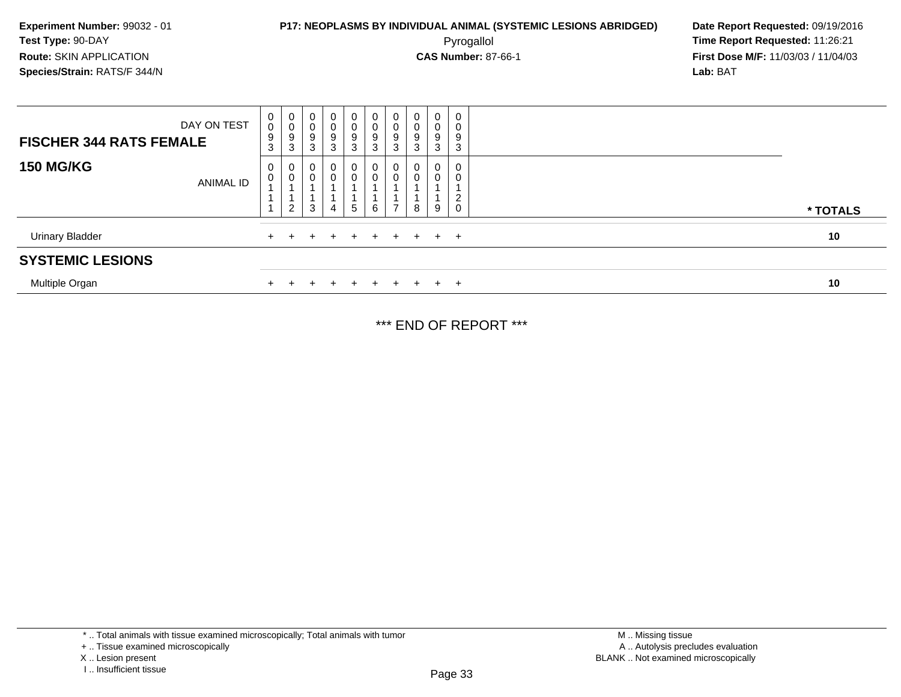**Experiment Number:** 99032 - 01
**Test Type:** 90-DAY
**Route:** SKIN APPLICATION
**Species/Strain:** RATS/F 344/N

**P17: NEOPLASMS BY INDIVIDUAL ANIMAL (SYSTEMIC LESIONS ABRIDGED)**
Pyrogallol
**CAS Number:** 87-66-1

**Date Report Requested:** 09/19/2016
**Time Report Requested:** 11:26:21
**First Dose M/F:** 11/03/03 / 11/04/03
**Lab:** BAT

| FISCHER 344 RATS FEMALE — DAY ON TEST | 0093 | 0093 | 0093 | 0093 | 0093 | 0093 | 0093 | 0093 | 0093 | 0093 | |
|---|---|---|---|---|---|---|---|---|---|---|---|
| **150 MG/KG** — ANIMAL ID | 00111 | 00112 | 00113 | 00114 | 00115 | 00116 | 00117 | 00118 | 00119 | 00120 | *** TOTALS** |
| Urinary Bladder | + | + | + | + | + | + | + | + | + | + | **10** |
| **SYSTEMIC LESIONS** | | | | | | | | | | | |
| Multiple Organ | + | + | + | + | + | + | + | + | + | + | **10** |

*** END OF REPORT ***

* .. Total animals with tissue examined microscopically; Total animals with tumor
+ .. Tissue examined microscopically
X .. Lesion present
I .. Insufficient tissue

M .. Missing tissue
A .. Autolysis precludes evaluation
BLANK .. Not examined microscopically